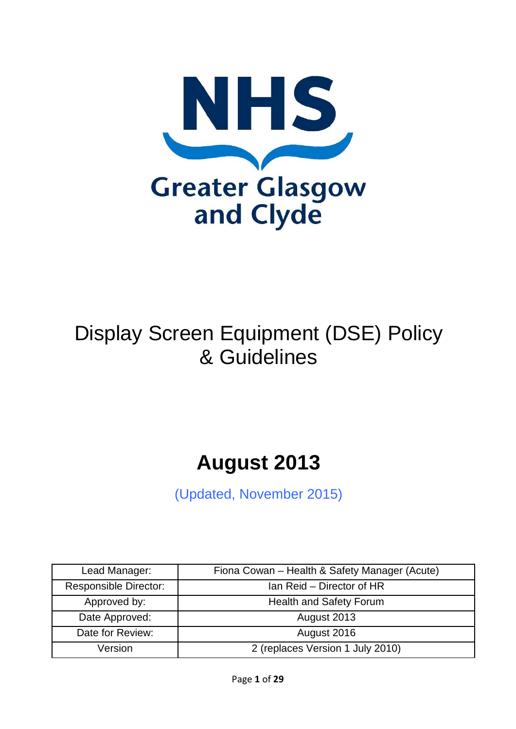NHS

Greater Glasgow and Clyde

# Display Screen Equipment (DSE) Policy & Guidelines

## August 2013

(Updated, November 2015)

| Lead Manager: | Fiona Cowan – Health & Safety Manager (Acute) |
|---|---|
| Responsible Director: | Ian Reid – Director of HR |
| Approved by: | Health and Safety Forum |
| Date Approved: | August 2013 |
| Date for Review: | August 2016 |
| Version | 2 (replaces Version 1 July 2010) |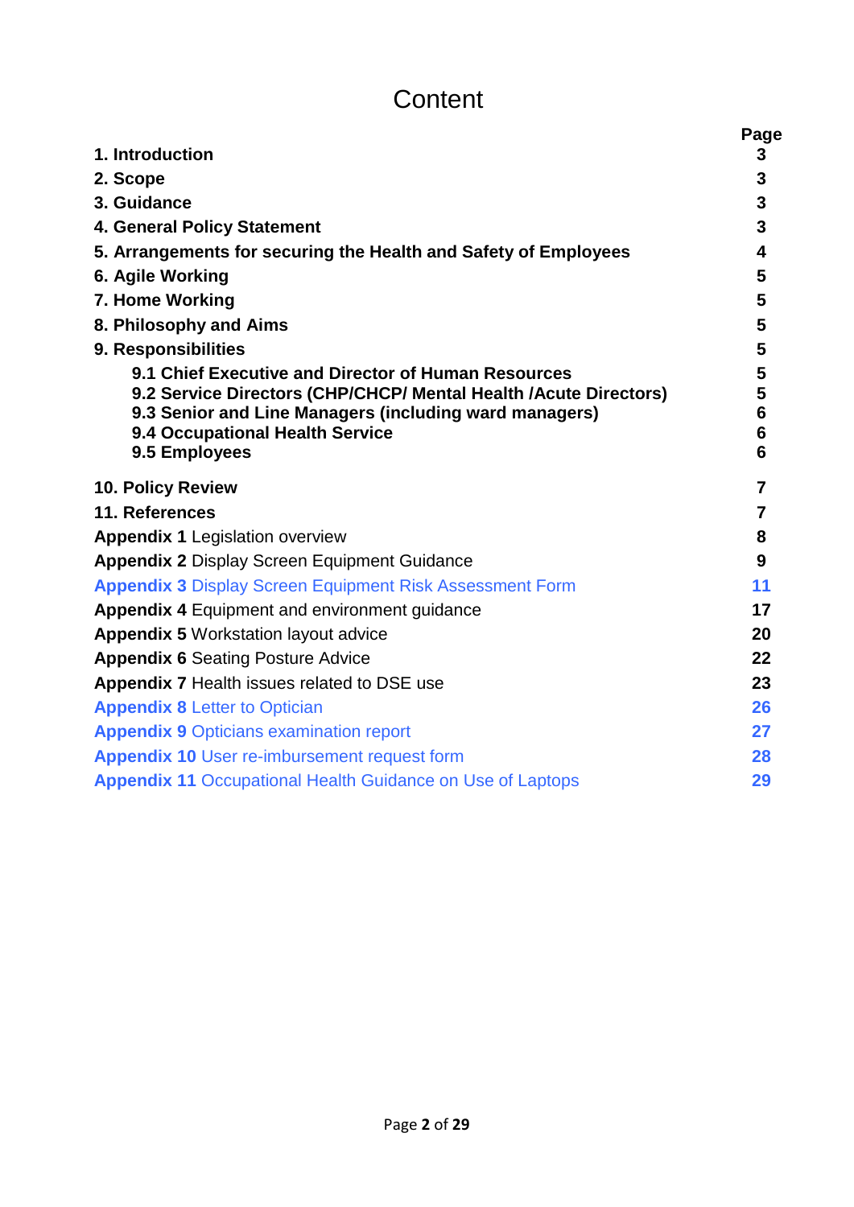# Content

| | Page |
|---|---|
| **1. Introduction** | **3** |
| **2. Scope** | **3** |
| **3. Guidance** | **3** |
| **4. General Policy Statement** | **3** |
| **5. Arrangements for securing the Health and Safety of Employees** | **4** |
| **6. Agile Working** | **5** |
| **7. Home Working** | **5** |
| **8. Philosophy and Aims** | **5** |
| **9. Responsibilities** | **5** |
| **9.1 Chief Executive and Director of Human Resources** | **5** |
| **9.2 Service Directors (CHP/CHCP/ Mental Health /Acute Directors)** | **5** |
| **9.3 Senior and Line Managers (including ward managers)** | **6** |
| **9.4 Occupational Health Service** | **6** |
| **9.5 Employees** | **6** |
| **10. Policy Review** | **7** |
| **11. References** | **7** |
| **Appendix 1** Legislation overview | **8** |
| **Appendix 2** Display Screen Equipment Guidance | **9** |
| **Appendix 3** Display Screen Equipment Risk Assessment Form | **11** |
| **Appendix 4** Equipment and environment guidance | **17** |
| **Appendix 5** Workstation layout advice | **20** |
| **Appendix 6** Seating Posture Advice | **22** |
| **Appendix 7** Health issues related to DSE use | **23** |
| **Appendix 8** Letter to Optician | **26** |
| **Appendix 9** Opticians examination report | **27** |
| **Appendix 10** User re-imbursement request form | **28** |
| **Appendix 11** Occupational Health Guidance on Use of Laptops | **29** |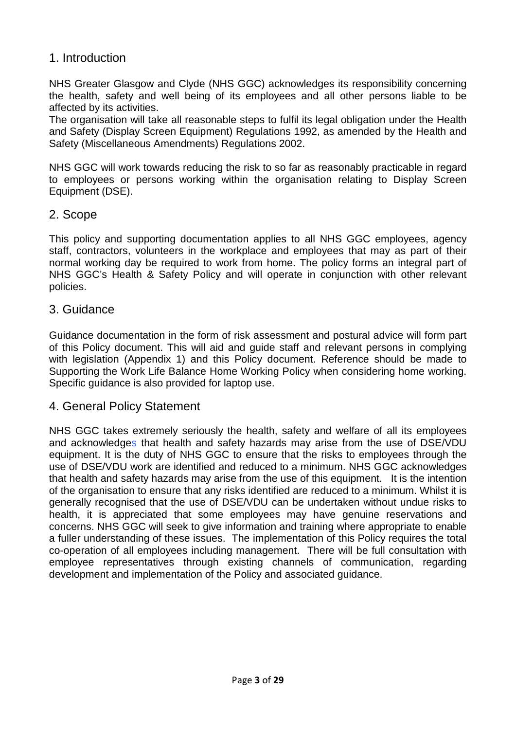## 1. Introduction

NHS Greater Glasgow and Clyde (NHS GGC) acknowledges its responsibility concerning the health, safety and well being of its employees and all other persons liable to be affected by its activities.
The organisation will take all reasonable steps to fulfil its legal obligation under the Health and Safety (Display Screen Equipment) Regulations 1992, as amended by the Health and Safety (Miscellaneous Amendments) Regulations 2002.

NHS GGC will work towards reducing the risk to so far as reasonably practicable in regard to employees or persons working within the organisation relating to Display Screen Equipment (DSE).

## 2. Scope

This policy and supporting documentation applies to all NHS GGC employees, agency staff, contractors, volunteers in the workplace and employees that may as part of their normal working day be required to work from home. The policy forms an integral part of NHS GGC's Health & Safety Policy and will operate in conjunction with other relevant policies.

## 3. Guidance

Guidance documentation in the form of risk assessment and postural advice will form part of this Policy document. This will aid and guide staff and relevant persons in complying with legislation (Appendix 1) and this Policy document. Reference should be made to Supporting the Work Life Balance Home Working Policy when considering home working. Specific guidance is also provided for laptop use.

## 4. General Policy Statement

NHS GGC takes extremely seriously the health, safety and welfare of all its employees and acknowledges that health and safety hazards may arise from the use of DSE/VDU equipment. It is the duty of NHS GGC to ensure that the risks to employees through the use of DSE/VDU work are identified and reduced to a minimum. NHS GGC acknowledges that health and safety hazards may arise from the use of this equipment. It is the intention of the organisation to ensure that any risks identified are reduced to a minimum. Whilst it is generally recognised that the use of DSE/VDU can be undertaken without undue risks to health, it is appreciated that some employees may have genuine reservations and concerns. NHS GGC will seek to give information and training where appropriate to enable a fuller understanding of these issues. The implementation of this Policy requires the total co-operation of all employees including management. There will be full consultation with employee representatives through existing channels of communication, regarding development and implementation of the Policy and associated guidance.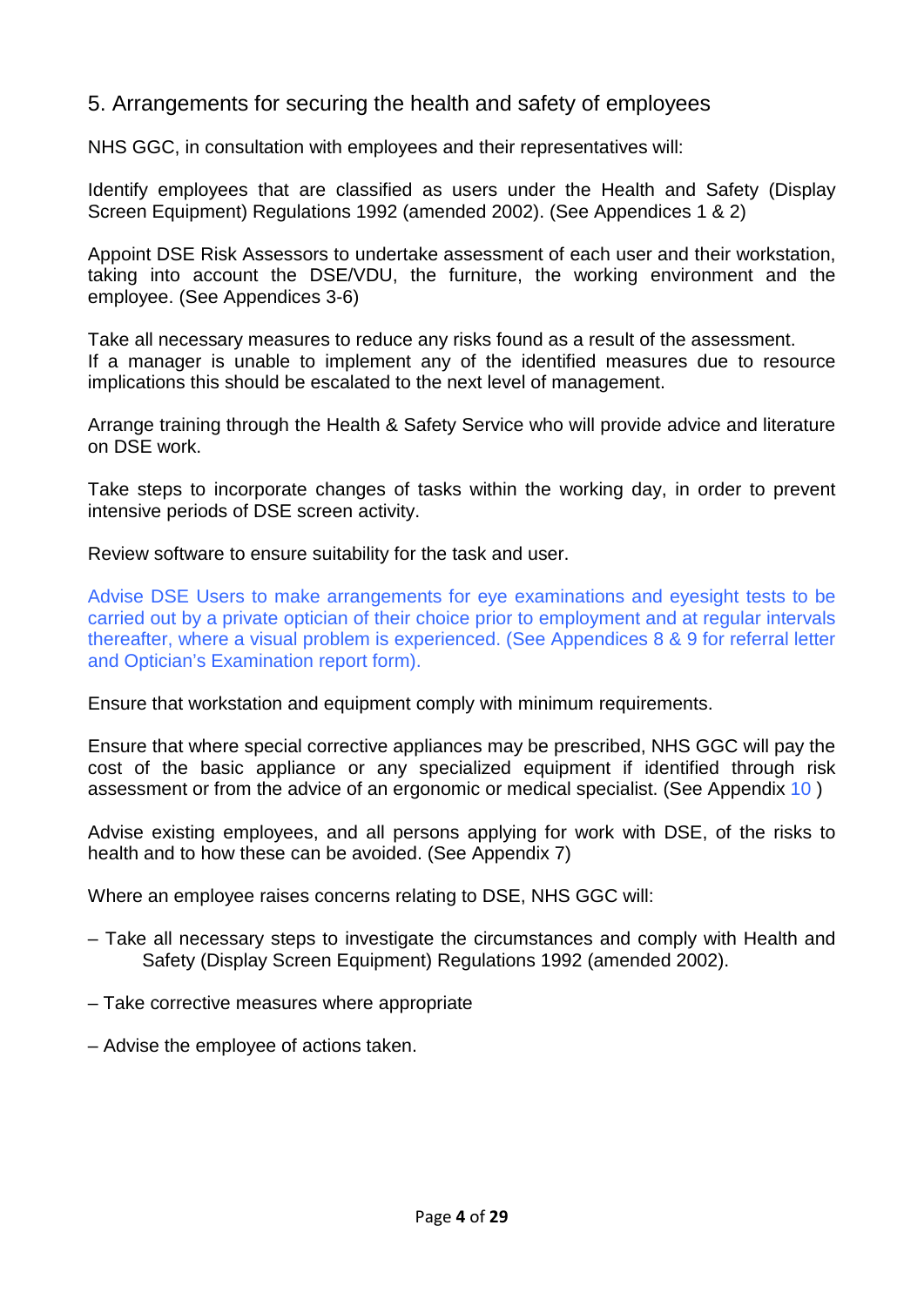## 5. Arrangements for securing the health and safety of employees

NHS GGC, in consultation with employees and their representatives will:

Identify employees that are classified as users under the Health and Safety (Display Screen Equipment) Regulations 1992 (amended 2002). (See Appendices 1 & 2)

Appoint DSE Risk Assessors to undertake assessment of each user and their workstation, taking into account the DSE/VDU, the furniture, the working environment and the employee. (See Appendices 3-6)

Take all necessary measures to reduce any risks found as a result of the assessment. If a manager is unable to implement any of the identified measures due to resource implications this should be escalated to the next level of management.

Arrange training through the Health & Safety Service who will provide advice and literature on DSE work.

Take steps to incorporate changes of tasks within the working day, in order to prevent intensive periods of DSE screen activity.

Review software to ensure suitability for the task and user.

Advise DSE Users to make arrangements for eye examinations and eyesight tests to be carried out by a private optician of their choice prior to employment and at regular intervals thereafter, where a visual problem is experienced. (See Appendices 8 & 9 for referral letter and Optician's Examination report form).

Ensure that workstation and equipment comply with minimum requirements.

Ensure that where special corrective appliances may be prescribed, NHS GGC will pay the cost of the basic appliance or any specialized equipment if identified through risk assessment or from the advice of an ergonomic or medical specialist. (See Appendix 10 )

Advise existing employees, and all persons applying for work with DSE, of the risks to health and to how these can be avoided. (See Appendix 7)

Where an employee raises concerns relating to DSE, NHS GGC will:

– Take all necessary steps to investigate the circumstances and comply with Health and Safety (Display Screen Equipment) Regulations 1992 (amended 2002).

– Take corrective measures where appropriate

– Advise the employee of actions taken.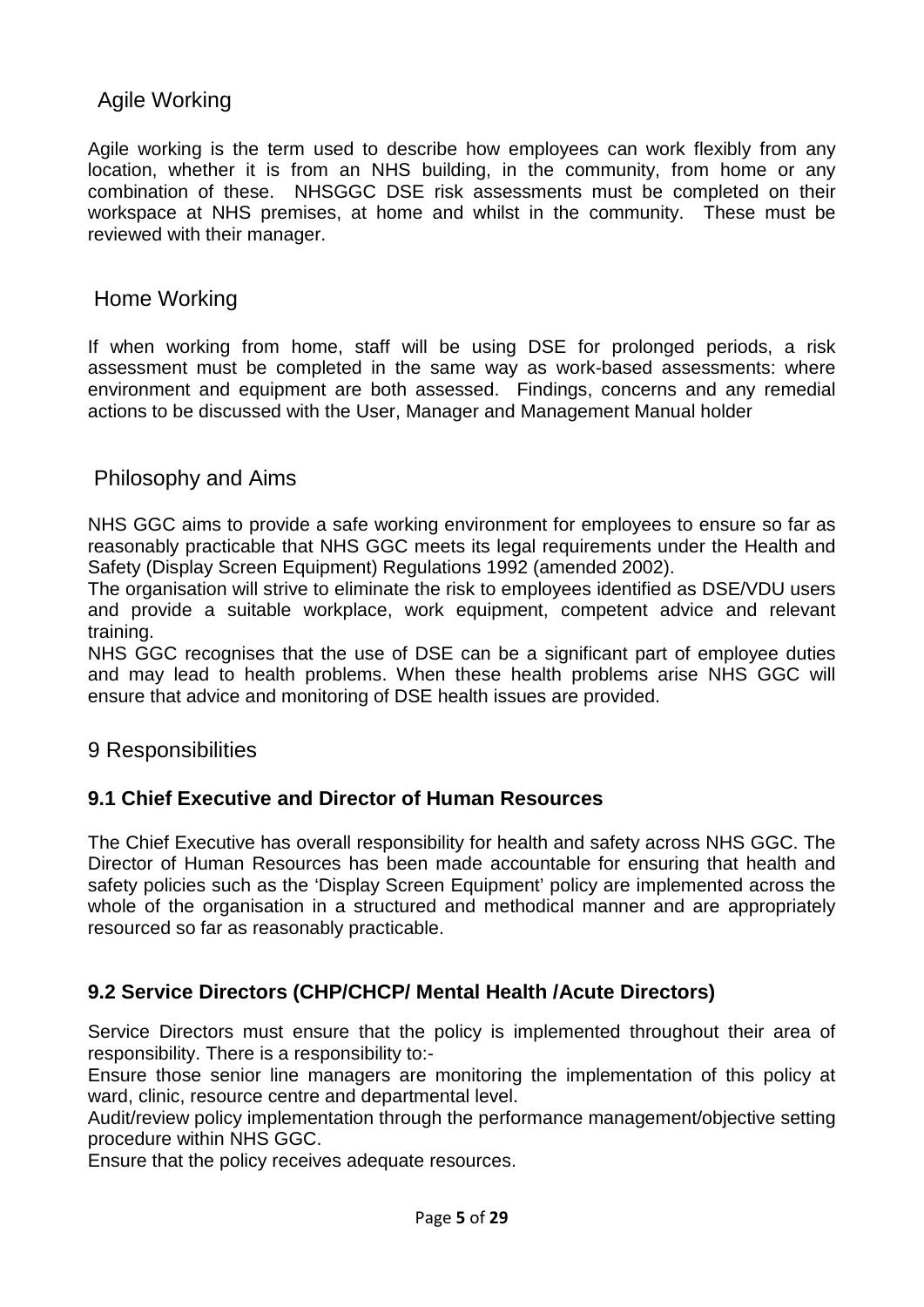## Agile Working

Agile working is the term used to describe how employees can work flexibly from any location, whether it is from an NHS building, in the community, from home or any combination of these. NHSGGC DSE risk assessments must be completed on their workspace at NHS premises, at home and whilst in the community. These must be reviewed with their manager.

## Home Working

If when working from home, staff will be using DSE for prolonged periods, a risk assessment must be completed in the same way as work-based assessments: where environment and equipment are both assessed. Findings, concerns and any remedial actions to be discussed with the User, Manager and Management Manual holder

## Philosophy and Aims

NHS GGC aims to provide a safe working environment for employees to ensure so far as reasonably practicable that NHS GGC meets its legal requirements under the Health and Safety (Display Screen Equipment) Regulations 1992 (amended 2002).

The organisation will strive to eliminate the risk to employees identified as DSE/VDU users and provide a suitable workplace, work equipment, competent advice and relevant training.

NHS GGC recognises that the use of DSE can be a significant part of employee duties and may lead to health problems. When these health problems arise NHS GGC will ensure that advice and monitoring of DSE health issues are provided.

## 9 Responsibilities

### 9.1 Chief Executive and Director of Human Resources

The Chief Executive has overall responsibility for health and safety across NHS GGC. The Director of Human Resources has been made accountable for ensuring that health and safety policies such as the 'Display Screen Equipment' policy are implemented across the whole of the organisation in a structured and methodical manner and are appropriately resourced so far as reasonably practicable.

### 9.2 Service Directors (CHP/CHCP/ Mental Health /Acute Directors)

Service Directors must ensure that the policy is implemented throughout their area of responsibility. There is a responsibility to:-

Ensure those senior line managers are monitoring the implementation of this policy at ward, clinic, resource centre and departmental level.

Audit/review policy implementation through the performance management/objective setting procedure within NHS GGC.

Ensure that the policy receives adequate resources.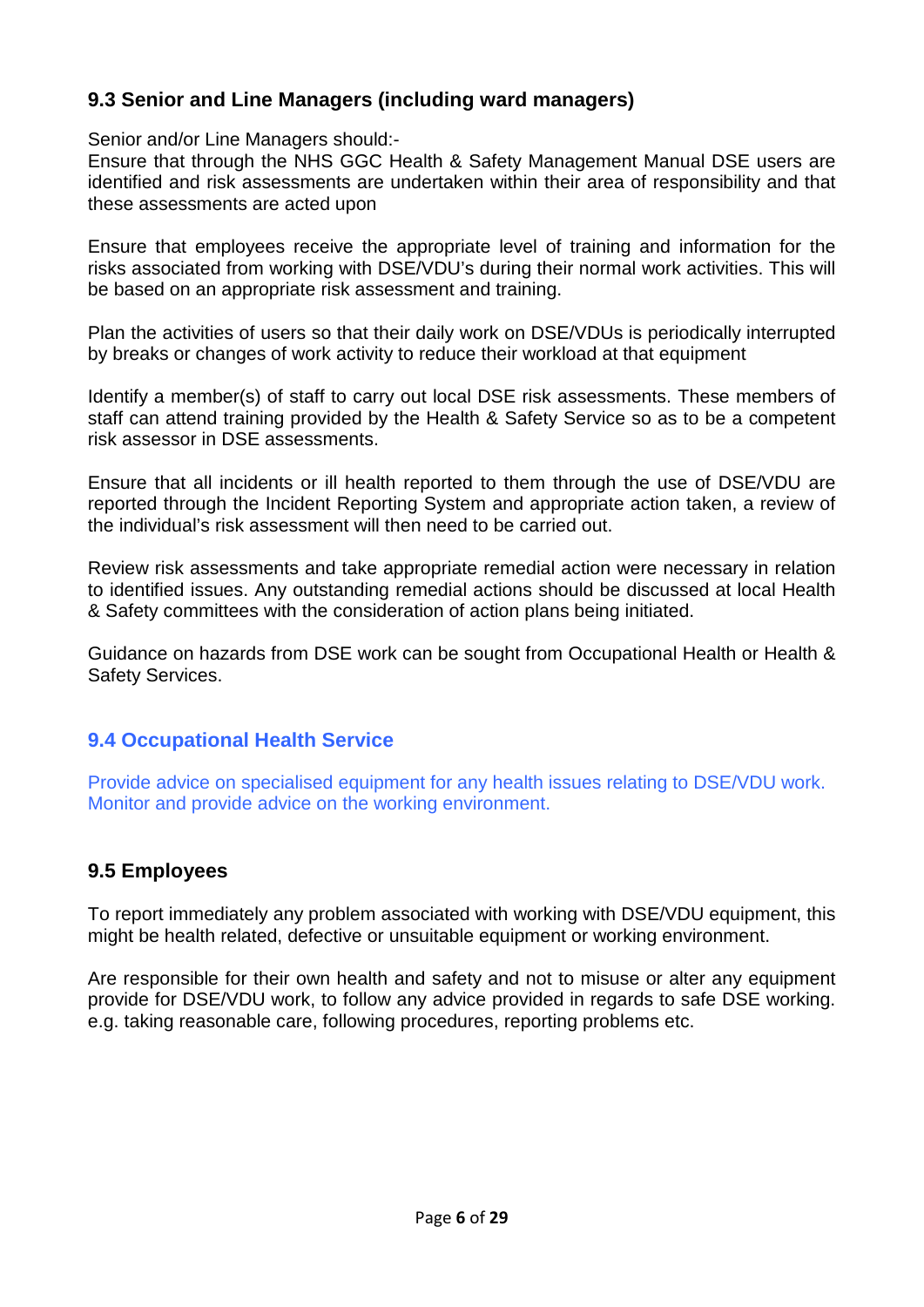### 9.3 Senior and Line Managers (including ward managers)

Senior and/or Line Managers should:-

Ensure that through the NHS GGC Health & Safety Management Manual DSE users are identified and risk assessments are undertaken within their area of responsibility and that these assessments are acted upon

Ensure that employees receive the appropriate level of training and information for the risks associated from working with DSE/VDU's during their normal work activities. This will be based on an appropriate risk assessment and training.

Plan the activities of users so that their daily work on DSE/VDUs is periodically interrupted by breaks or changes of work activity to reduce their workload at that equipment

Identify a member(s) of staff to carry out local DSE risk assessments. These members of staff can attend training provided by the Health & Safety Service so as to be a competent risk assessor in DSE assessments.

Ensure that all incidents or ill health reported to them through the use of DSE/VDU are reported through the Incident Reporting System and appropriate action taken, a review of the individual's risk assessment will then need to be carried out.

Review risk assessments and take appropriate remedial action were necessary in relation to identified issues. Any outstanding remedial actions should be discussed at local Health & Safety committees with the consideration of action plans being initiated.

Guidance on hazards from DSE work can be sought from Occupational Health or Health & Safety Services.

### 9.4 Occupational Health Service

Provide advice on specialised equipment for any health issues relating to DSE/VDU work. Monitor and provide advice on the working environment.

### 9.5 Employees

To report immediately any problem associated with working with DSE/VDU equipment, this might be health related, defective or unsuitable equipment or working environment.

Are responsible for their own health and safety and not to misuse or alter any equipment provide for DSE/VDU work, to follow any advice provided in regards to safe DSE working. e.g. taking reasonable care, following procedures, reporting problems etc.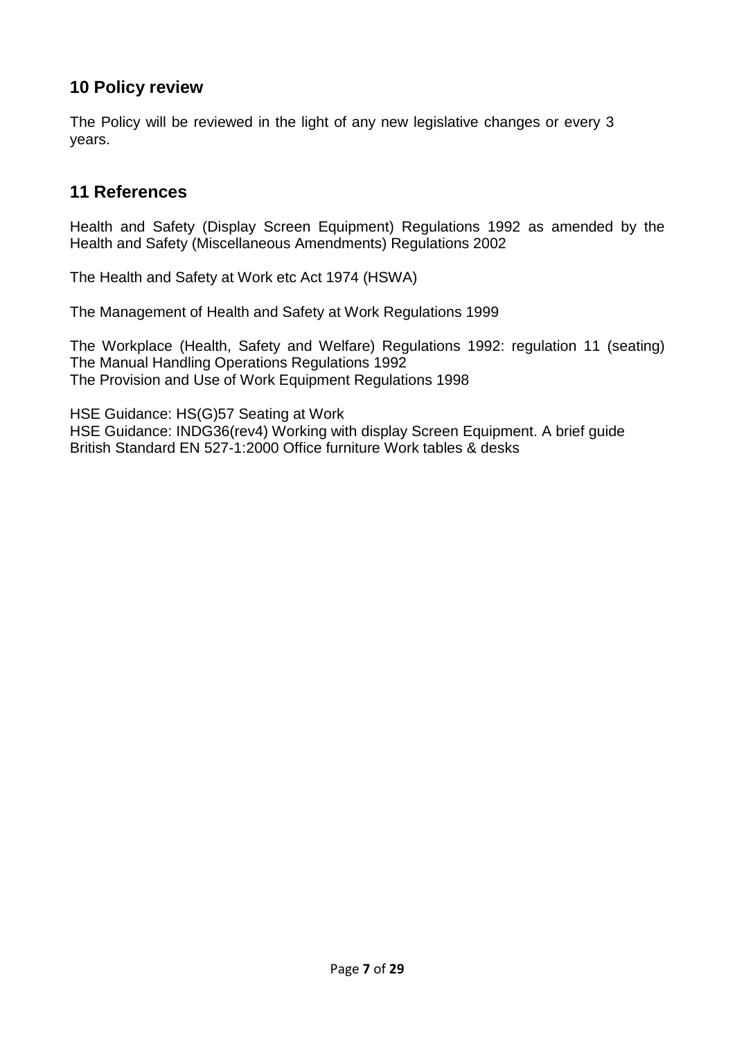## 10 Policy review

The Policy will be reviewed in the light of any new legislative changes or every 3 years.

## 11 References

Health and Safety (Display Screen Equipment) Regulations 1992 as amended by the Health and Safety (Miscellaneous Amendments) Regulations 2002

The Health and Safety at Work etc Act 1974 (HSWA)

The Management of Health and Safety at Work Regulations 1999

The Workplace (Health, Safety and Welfare) Regulations 1992: regulation 11 (seating)
The Manual Handling Operations Regulations 1992
The Provision and Use of Work Equipment Regulations 1998

HSE Guidance: HS(G)57 Seating at Work
HSE Guidance: INDG36(rev4) Working with display Screen Equipment. A brief guide
British Standard EN 527-1:2000 Office furniture Work tables & desks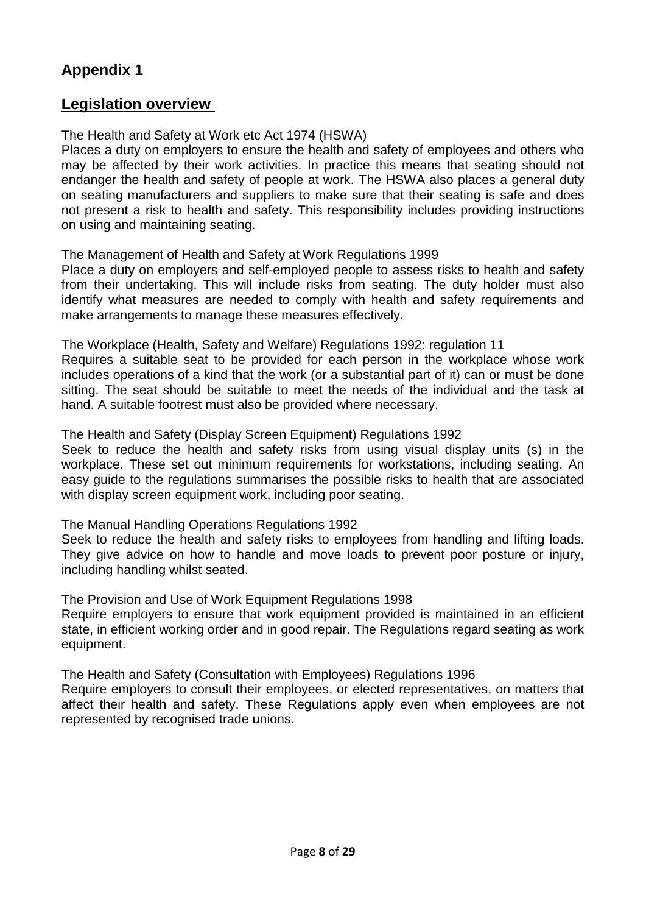## Appendix 1

## Legislation overview

The Health and Safety at Work etc Act 1974 (HSWA)

Places a duty on employers to ensure the health and safety of employees and others who may be affected by their work activities. In practice this means that seating should not endanger the health and safety of people at work. The HSWA also places a general duty on seating manufacturers and suppliers to make sure that their seating is safe and does not present a risk to health and safety. This responsibility includes providing instructions on using and maintaining seating.

The Management of Health and Safety at Work Regulations 1999

Place a duty on employers and self-employed people to assess risks to health and safety from their undertaking. This will include risks from seating. The duty holder must also identify what measures are needed to comply with health and safety requirements and make arrangements to manage these measures effectively.

The Workplace (Health, Safety and Welfare) Regulations 1992: regulation 11

Requires a suitable seat to be provided for each person in the workplace whose work includes operations of a kind that the work (or a substantial part of it) can or must be done sitting. The seat should be suitable to meet the needs of the individual and the task at hand. A suitable footrest must also be provided where necessary.

The Health and Safety (Display Screen Equipment) Regulations 1992

Seek to reduce the health and safety risks from using visual display units (s) in the workplace. These set out minimum requirements for workstations, including seating. An easy guide to the regulations summarises the possible risks to health that are associated with display screen equipment work, including poor seating.

The Manual Handling Operations Regulations 1992

Seek to reduce the health and safety risks to employees from handling and lifting loads. They give advice on how to handle and move loads to prevent poor posture or injury, including handling whilst seated.

The Provision and Use of Work Equipment Regulations 1998

Require employers to ensure that work equipment provided is maintained in an efficient state, in efficient working order and in good repair. The Regulations regard seating as work equipment.

The Health and Safety (Consultation with Employees) Regulations 1996

Require employers to consult their employees, or elected representatives, on matters that affect their health and safety. These Regulations apply even when employees are not represented by recognised trade unions.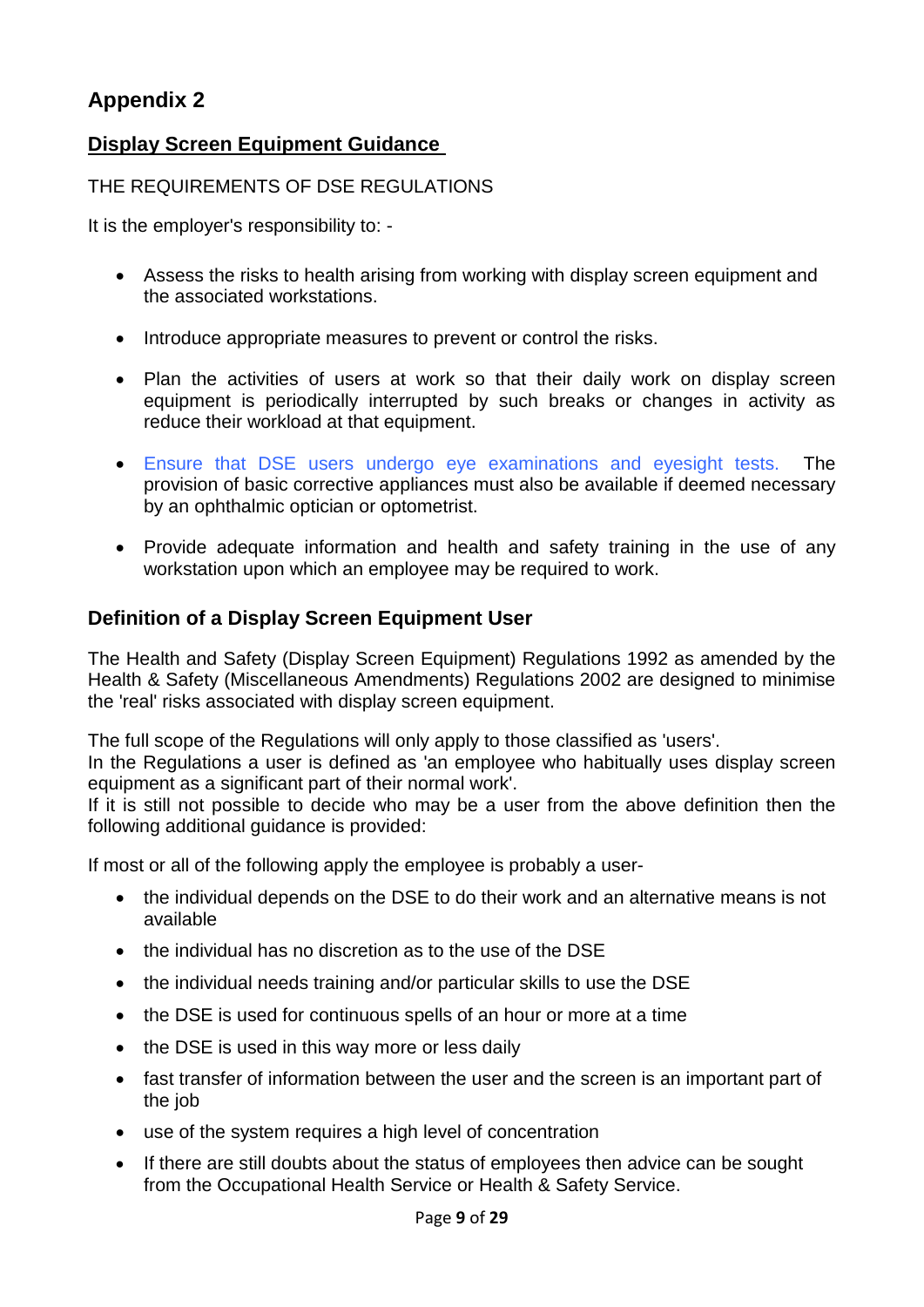## Appendix 2

### Display Screen Equipment Guidance

THE REQUIREMENTS OF DSE REGULATIONS

It is the employer's responsibility to: -

- Assess the risks to health arising from working with display screen equipment and the associated workstations.
- Introduce appropriate measures to prevent or control the risks.
- Plan the activities of users at work so that their daily work on display screen equipment is periodically interrupted by such breaks or changes in activity as reduce their workload at that equipment.
- Ensure that DSE users undergo eye examinations and eyesight tests. The provision of basic corrective appliances must also be available if deemed necessary by an ophthalmic optician or optometrist.
- Provide adequate information and health and safety training in the use of any workstation upon which an employee may be required to work.

### Definition of a Display Screen Equipment User

The Health and Safety (Display Screen Equipment) Regulations 1992 as amended by the Health & Safety (Miscellaneous Amendments) Regulations 2002 are designed to minimise the 'real' risks associated with display screen equipment.

The full scope of the Regulations will only apply to those classified as 'users'.
In the Regulations a user is defined as 'an employee who habitually uses display screen equipment as a significant part of their normal work'.
If it is still not possible to decide who may be a user from the above definition then the following additional guidance is provided:

If most or all of the following apply the employee is probably a user-

- the individual depends on the DSE to do their work and an alternative means is not available
- the individual has no discretion as to the use of the DSE
- the individual needs training and/or particular skills to use the DSE
- the DSE is used for continuous spells of an hour or more at a time
- the DSE is used in this way more or less daily
- fast transfer of information between the user and the screen is an important part of the job
- use of the system requires a high level of concentration
- If there are still doubts about the status of employees then advice can be sought from the Occupational Health Service or Health & Safety Service.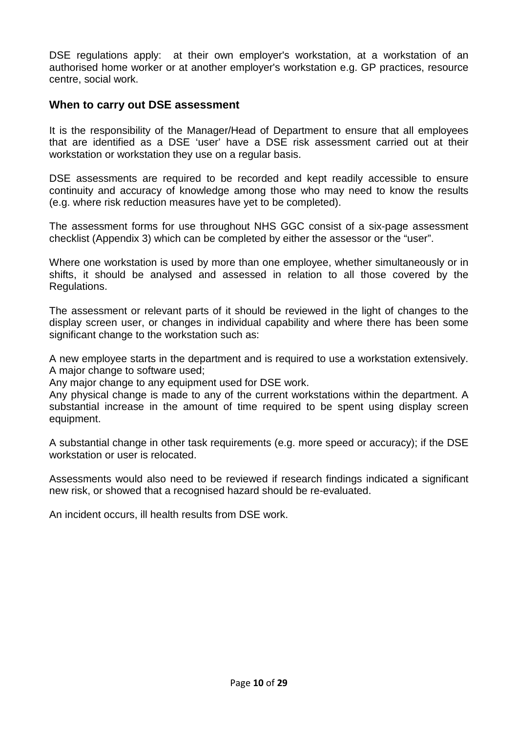DSE regulations apply: at their own employer's workstation, at a workstation of an authorised home worker or at another employer's workstation e.g. GP practices, resource centre, social work.

## When to carry out DSE assessment

It is the responsibility of the Manager/Head of Department to ensure that all employees that are identified as a DSE 'user' have a DSE risk assessment carried out at their workstation or workstation they use on a regular basis.

DSE assessments are required to be recorded and kept readily accessible to ensure continuity and accuracy of knowledge among those who may need to know the results (e.g. where risk reduction measures have yet to be completed).

The assessment forms for use throughout NHS GGC consist of a six-page assessment checklist (Appendix 3) which can be completed by either the assessor or the "user".

Where one workstation is used by more than one employee, whether simultaneously or in shifts, it should be analysed and assessed in relation to all those covered by the Regulations.

The assessment or relevant parts of it should be reviewed in the light of changes to the display screen user, or changes in individual capability and where there has been some significant change to the workstation such as:

A new employee starts in the department and is required to use a workstation extensively.
A major change to software used;
Any major change to any equipment used for DSE work.
Any physical change is made to any of the current workstations within the department. A substantial increase in the amount of time required to be spent using display screen equipment.

A substantial change in other task requirements (e.g. more speed or accuracy); if the DSE workstation or user is relocated.

Assessments would also need to be reviewed if research findings indicated a significant new risk, or showed that a recognised hazard should be re-evaluated.

An incident occurs, ill health results from DSE work.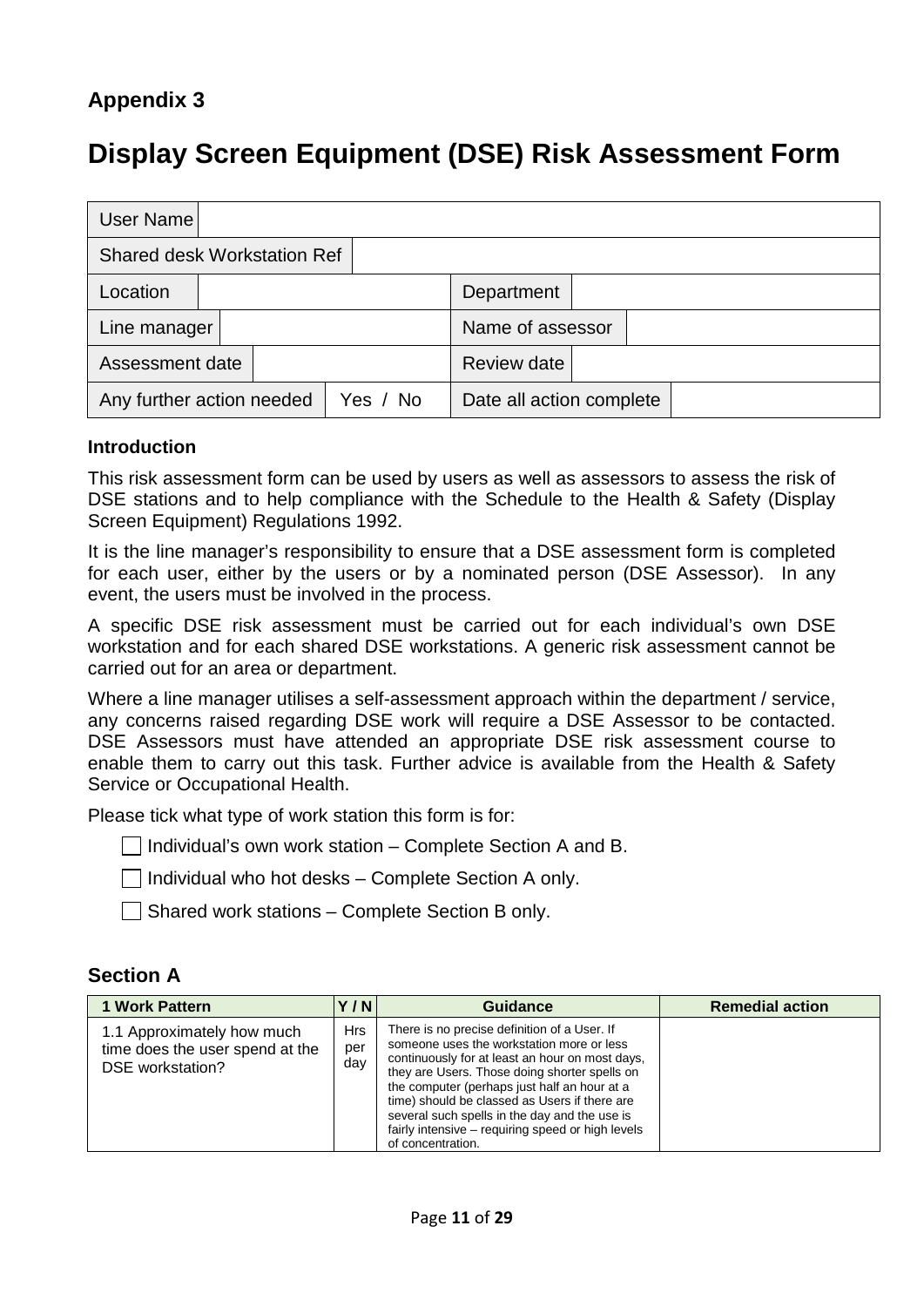**Appendix 3**

# Display Screen Equipment (DSE) Risk Assessment Form

| | | | |
|---|---|---|---|
| User Name | | | |
| Shared desk Workstation Ref | | | |
| Location | | Department | |
| Line manager | | Name of assessor | |
| Assessment date | | Review date | |
| Any further action needed | Yes / No | Date all action complete | |

**Introduction**

This risk assessment form can be used by users as well as assessors to assess the risk of DSE stations and to help compliance with the Schedule to the Health & Safety (Display Screen Equipment) Regulations 1992.

It is the line manager's responsibility to ensure that a DSE assessment form is completed for each user, either by the users or by a nominated person (DSE Assessor). In any event, the users must be involved in the process.

A specific DSE risk assessment must be carried out for each individual's own DSE workstation and for each shared DSE workstations. A generic risk assessment cannot be carried out for an area or department.

Where a line manager utilises a self-assessment approach within the department / service, any concerns raised regarding DSE work will require a DSE Assessor to be contacted. DSE Assessors must have attended an appropriate DSE risk assessment course to enable them to carry out this task. Further advice is available from the Health & Safety Service or Occupational Health.

Please tick what type of work station this form is for:

- ☐ Individual's own work station – Complete Section A and B.
- ☐ Individual who hot desks – Complete Section A only.
- ☐ Shared work stations – Complete Section B only.

## Section A

| 1 Work Pattern | Y / N | Guidance | Remedial action |
|---|---|---|---|
| 1.1 Approximately how much time does the user spend at the DSE workstation? | Hrs per day | There is no precise definition of a User. If someone uses the workstation more or less continuously for at least an hour on most days, they are Users. Those doing shorter spells on the computer (perhaps just half an hour at a time) should be classed as Users if there are several such spells in the day and the use is fairly intensive – requiring speed or high levels of concentration. | |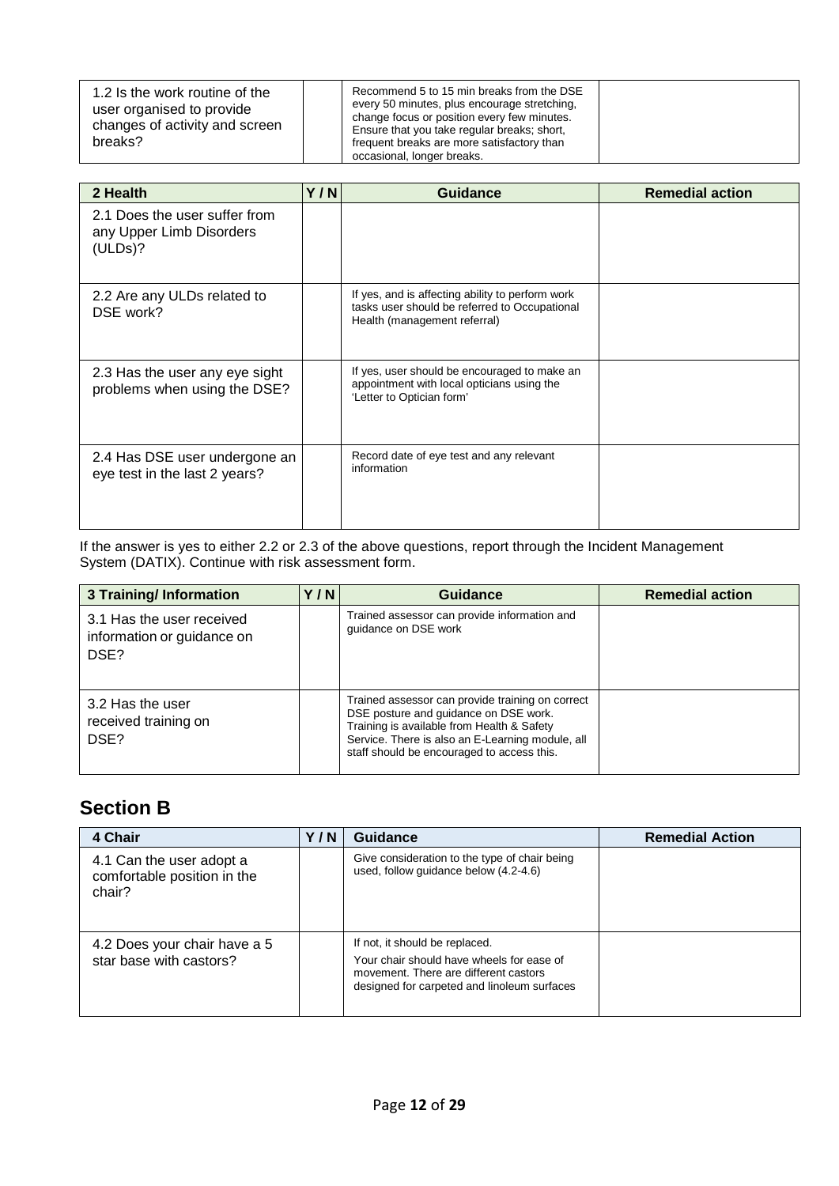| | | | |
|---|---|---|---|
| 1.2 Is the work routine of the user organised to provide changes of activity and screen breaks? | | Recommend 5 to 15 min breaks from the DSE every 50 minutes, plus encourage stretching, change focus or position every few minutes. Ensure that you take regular breaks; short, frequent breaks are more satisfactory than occasional, longer breaks. | |

| 2 Health | Y / N | Guidance | Remedial action |
|---|---|---|---|
| 2.1 Does the user suffer from any Upper Limb Disorders (ULDs)? | | | |
| 2.2 Are any ULDs related to DSE work? | | If yes, and is affecting ability to perform work tasks user should be referred to Occupational Health (management referral) | |
| 2.3 Has the user any eye sight problems when using the DSE? | | If yes, user should be encouraged to make an appointment with local opticians using the 'Letter to Optician form' | |
| 2.4 Has DSE user undergone an eye test in the last 2 years? | | Record date of eye test and any relevant information | |

If the answer is yes to either 2.2 or 2.3 of the above questions, report through the Incident Management System (DATIX). Continue with risk assessment form.

| 3 Training/ Information | Y / N | Guidance | Remedial action |
|---|---|---|---|
| 3.1 Has the user received information or guidance on DSE? | | Trained assessor can provide information and guidance on DSE work | |
| 3.2 Has the user received training on DSE? | | Trained assessor can provide training on correct DSE posture and guidance on DSE work. Training is available from Health & Safety Service. There is also an E-Learning module, all staff should be encouraged to access this. | |

## Section B

| 4 Chair | Y / N | Guidance | Remedial Action |
|---|---|---|---|
| 4.1 Can the user adopt a comfortable position in the chair? | | Give consideration to the type of chair being used, follow guidance below (4.2-4.6) | |
| 4.2 Does your chair have a 5 star base with castors? | | If not, it should be replaced. Your chair should have wheels for ease of movement. There are different castors designed for carpeted and linoleum surfaces | |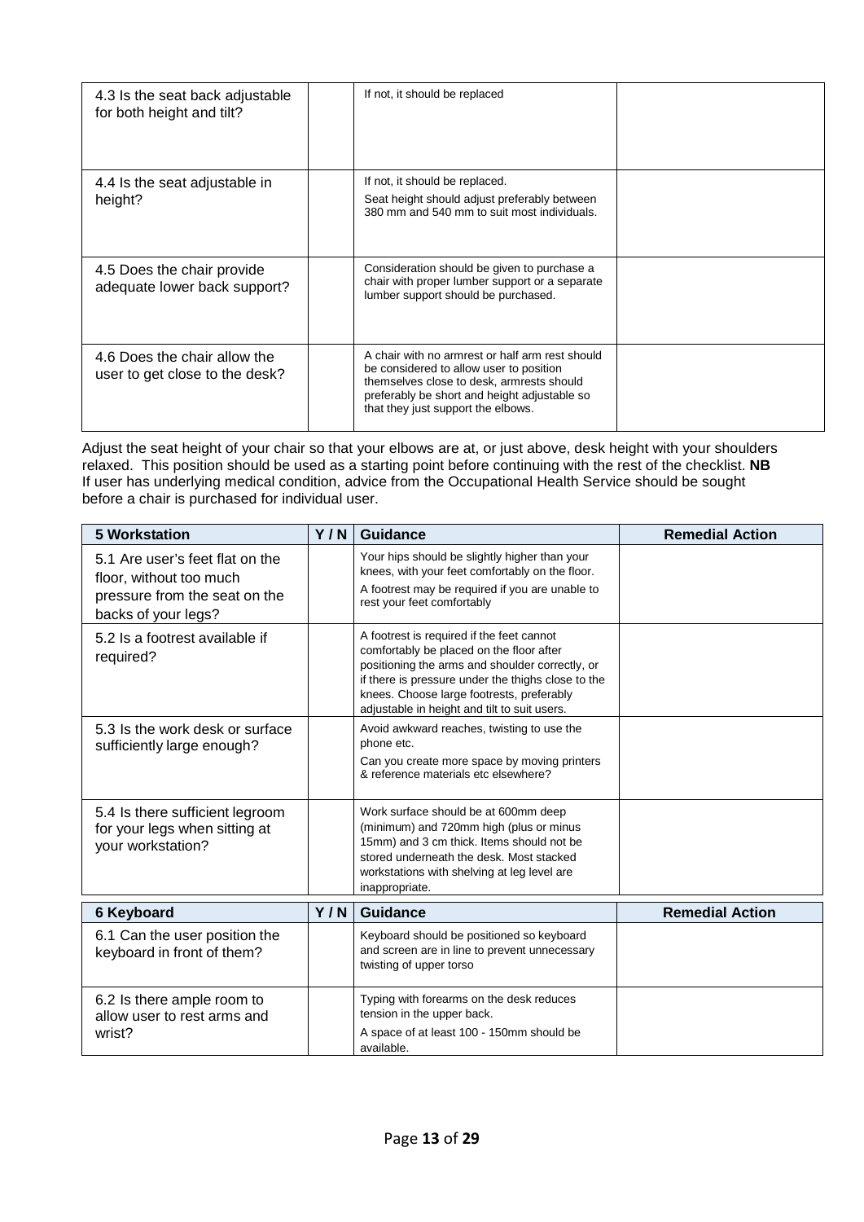| | | | |
|---|---|---|---|
| 4.3 Is the seat back adjustable for both height and tilt? | | If not, it should be replaced | |
| 4.4 Is the seat adjustable in height? | | If not, it should be replaced.<br>Seat height should adjust preferably between 380 mm and 540 mm to suit most individuals. | |
| 4.5 Does the chair provide adequate lower back support? | | Consideration should be given to purchase a chair with proper lumber support or a separate lumber support should be purchased. | |
| 4.6 Does the chair allow the user to get close to the desk? | | A chair with no armrest or half arm rest should be considered to allow user to position themselves close to desk, armrests should preferably be short and height adjustable so that they just support the elbows. | |

Adjust the seat height of your chair so that your elbows are at, or just above, desk height with your shoulders relaxed. This position should be used as a starting point before continuing with the rest of the checklist. **NB** If user has underlying medical condition, advice from the Occupational Health Service should be sought before a chair is purchased for individual user.

| 5 Workstation | Y / N | Guidance | Remedial Action |
|---|---|---|---|
| 5.1 Are user's feet flat on the floor, without too much pressure from the seat on the backs of your legs? | | Your hips should be slightly higher than your knees, with your feet comfortably on the floor.<br>A footrest may be required if you are unable to rest your feet comfortably | |
| 5.2 Is a footrest available if required? | | A footrest is required if the feet cannot comfortably be placed on the floor after positioning the arms and shoulder correctly, or if there is pressure under the thighs close to the knees. Choose large footrests, preferably adjustable in height and tilt to suit users. | |
| 5.3 Is the work desk or surface sufficiently large enough? | | Avoid awkward reaches, twisting to use the phone etc.<br>Can you create more space by moving printers & reference materials etc elsewhere? | |
| 5.4 Is there sufficient legroom for your legs when sitting at your workstation? | | Work surface should be at 600mm deep (minimum) and 720mm high (plus or minus 15mm) and 3 cm thick. Items should not be stored underneath the desk. Most stacked workstations with shelving at leg level are inappropriate. | |

| 6 Keyboard | Y / N | Guidance | Remedial Action |
|---|---|---|---|
| 6.1 Can the user position the keyboard in front of them? | | Keyboard should be positioned so keyboard and screen are in line to prevent unnecessary twisting of upper torso | |
| 6.2 Is there ample room to allow user to rest arms and wrist? | | Typing with forearms on the desk reduces tension in the upper back.<br>A space of at least 100 - 150mm should be available. | |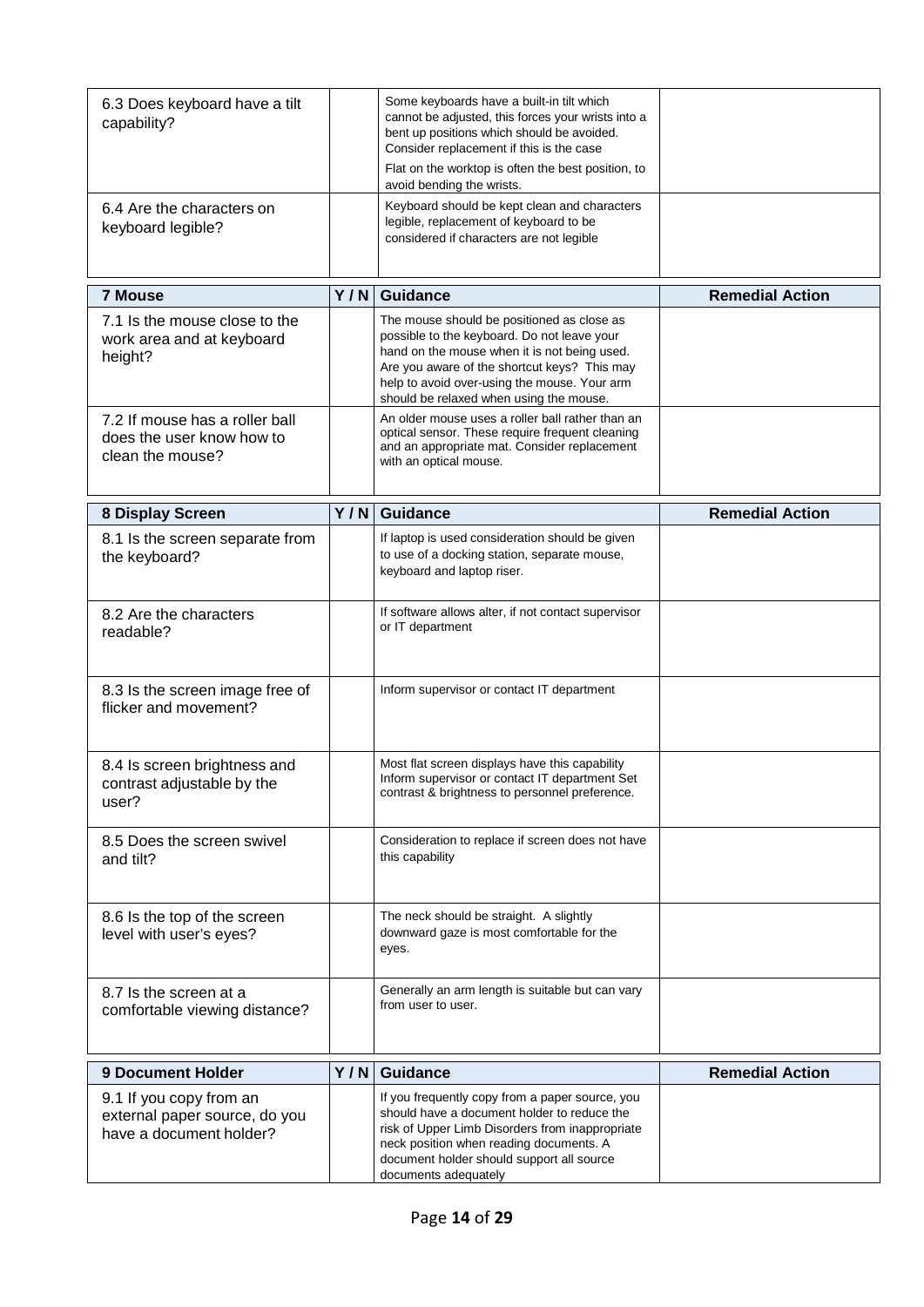| | | | |
|---|---|---|---|
| 6.3 Does keyboard have a tilt capability? | | Some keyboards have a built-in tilt which cannot be adjusted, this forces your wrists into a bent up positions which should be avoided. Consider replacement if this is the case<br>Flat on the worktop is often the best position, to avoid bending the wrists. | |
| 6.4 Are the characters on keyboard legible? | | Keyboard should be kept clean and characters legible, replacement of keyboard to be considered if characters are not legible | |

| 7 Mouse | Y / N | Guidance | Remedial Action |
|---|---|---|---|
| 7.1 Is the mouse close to the work area and at keyboard height? | | The mouse should be positioned as close as possible to the keyboard. Do not leave your hand on the mouse when it is not being used. Are you aware of the shortcut keys? This may help to avoid over-using the mouse. Your arm should be relaxed when using the mouse. | |
| 7.2 If mouse has a roller ball does the user know how to clean the mouse? | | An older mouse uses a roller ball rather than an optical sensor. These require frequent cleaning and an appropriate mat. Consider replacement with an optical mouse. | |

| 8 Display Screen | Y / N | Guidance | Remedial Action |
|---|---|---|---|
| 8.1 Is the screen separate from the keyboard? | | If laptop is used consideration should be given to use of a docking station, separate mouse, keyboard and laptop riser. | |
| 8.2 Are the characters readable? | | If software allows alter, if not contact supervisor or IT department | |
| 8.3 Is the screen image free of flicker and movement? | | Inform supervisor or contact IT department | |
| 8.4 Is screen brightness and contrast adjustable by the user? | | Most flat screen displays have this capability Inform supervisor or contact IT department Set contrast & brightness to personnel preference. | |
| 8.5 Does the screen swivel and tilt? | | Consideration to replace if screen does not have this capability | |
| 8.6 Is the top of the screen level with user's eyes? | | The neck should be straight. A slightly downward gaze is most comfortable for the eyes. | |
| 8.7 Is the screen at a comfortable viewing distance? | | Generally an arm length is suitable but can vary from user to user. | |

| 9 Document Holder | Y / N | Guidance | Remedial Action |
|---|---|---|---|
| 9.1 If you copy from an external paper source, do you have a document holder? | | If you frequently copy from a paper source, you should have a document holder to reduce the risk of Upper Limb Disorders from inappropriate neck position when reading documents. A document holder should support all source documents adequately | |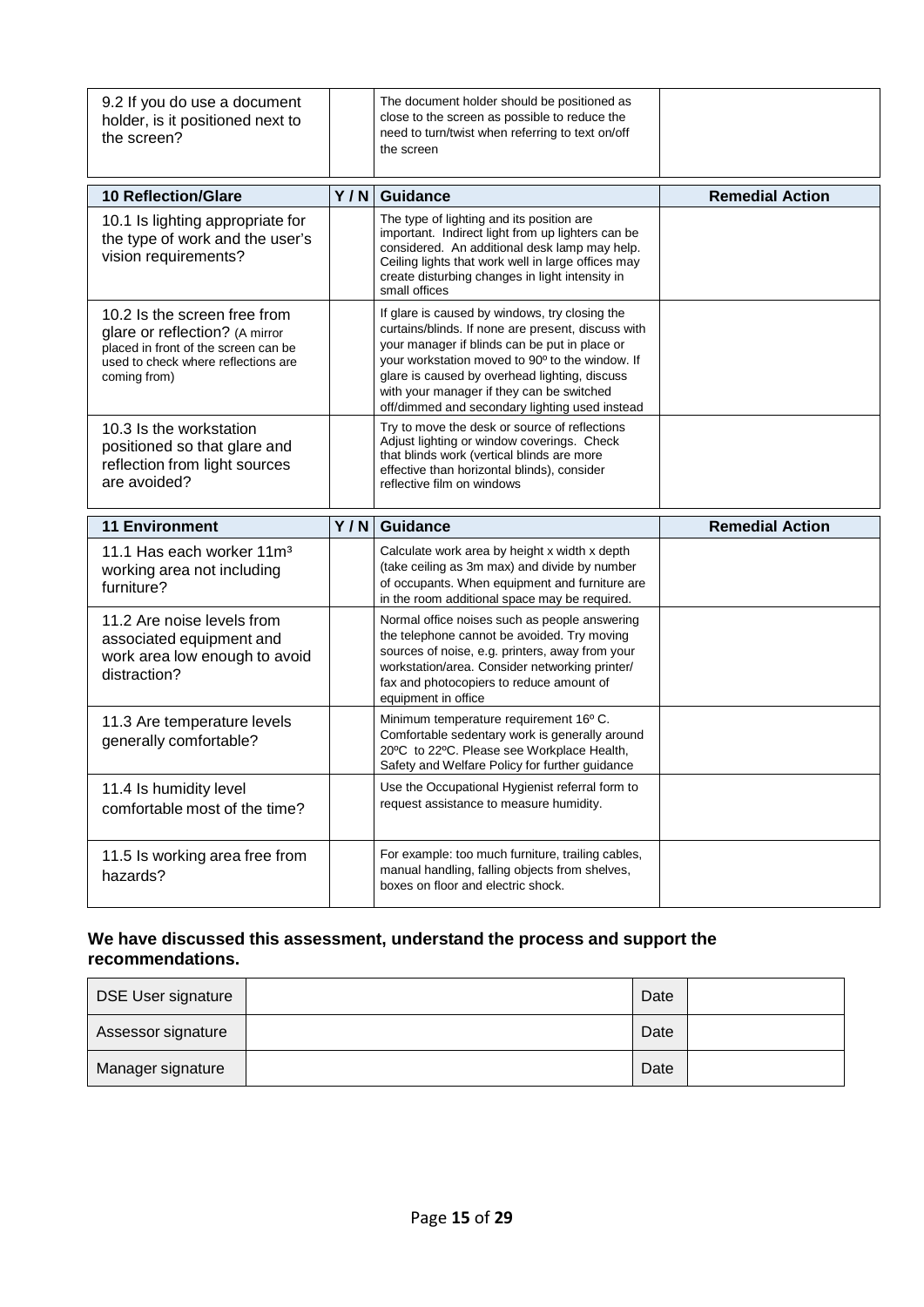| 9.2 If you do use a document holder, is it positioned next to the screen? | | The document holder should be positioned as close to the screen as possible to reduce the need to turn/twist when referring to text on/off the screen | |
|---|---|---|---|

| 10 Reflection/Glare | Y / N | Guidance | Remedial Action |
|---|---|---|---|
| 10.1 Is lighting appropriate for the type of work and the user's vision requirements? | | The type of lighting and its position are important. Indirect light from up lighters can be considered. An additional desk lamp may help. Ceiling lights that work well in large offices may create disturbing changes in light intensity in small offices | |
| 10.2 Is the screen free from glare or reflection? (A mirror placed in front of the screen can be used to check where reflections are coming from) | | If glare is caused by windows, try closing the curtains/blinds. If none are present, discuss with your manager if blinds can be put in place or your workstation moved to 90º to the window. If glare is caused by overhead lighting, discuss with your manager if they can be switched off/dimmed and secondary lighting used instead | |
| 10.3 Is the workstation positioned so that glare and reflection from light sources are avoided? | | Try to move the desk or source of reflections Adjust lighting or window coverings. Check that blinds work (vertical blinds are more effective than horizontal blinds), consider reflective film on windows | |

| 11 Environment | Y / N | Guidance | Remedial Action |
|---|---|---|---|
| 11.1 Has each worker 11m³ working area not including furniture? | | Calculate work area by height x width x depth (take ceiling as 3m max) and divide by number of occupants. When equipment and furniture are in the room additional space may be required. | |
| 11.2 Are noise levels from associated equipment and work area low enough to avoid distraction? | | Normal office noises such as people answering the telephone cannot be avoided. Try moving sources of noise, e.g. printers, away from your workstation/area. Consider networking printer/ fax and photocopiers to reduce amount of equipment in office | |
| 11.3 Are temperature levels generally comfortable? | | Minimum temperature requirement 16º C. Comfortable sedentary work is generally around 20ºC to 22ºC. Please see Workplace Health, Safety and Welfare Policy for further guidance | |
| 11.4 Is humidity level comfortable most of the time? | | Use the Occupational Hygienist referral form to request assistance to measure humidity. | |
| 11.5 Is working area free from hazards? | | For example: too much furniture, trailing cables, manual handling, falling objects from shelves, boxes on floor and electric shock. | |

**We have discussed this assessment, understand the process and support the recommendations.**

| DSE User signature | | Date | |
|---|---|---|---|
| Assessor signature | | Date | |
| Manager signature | | Date | |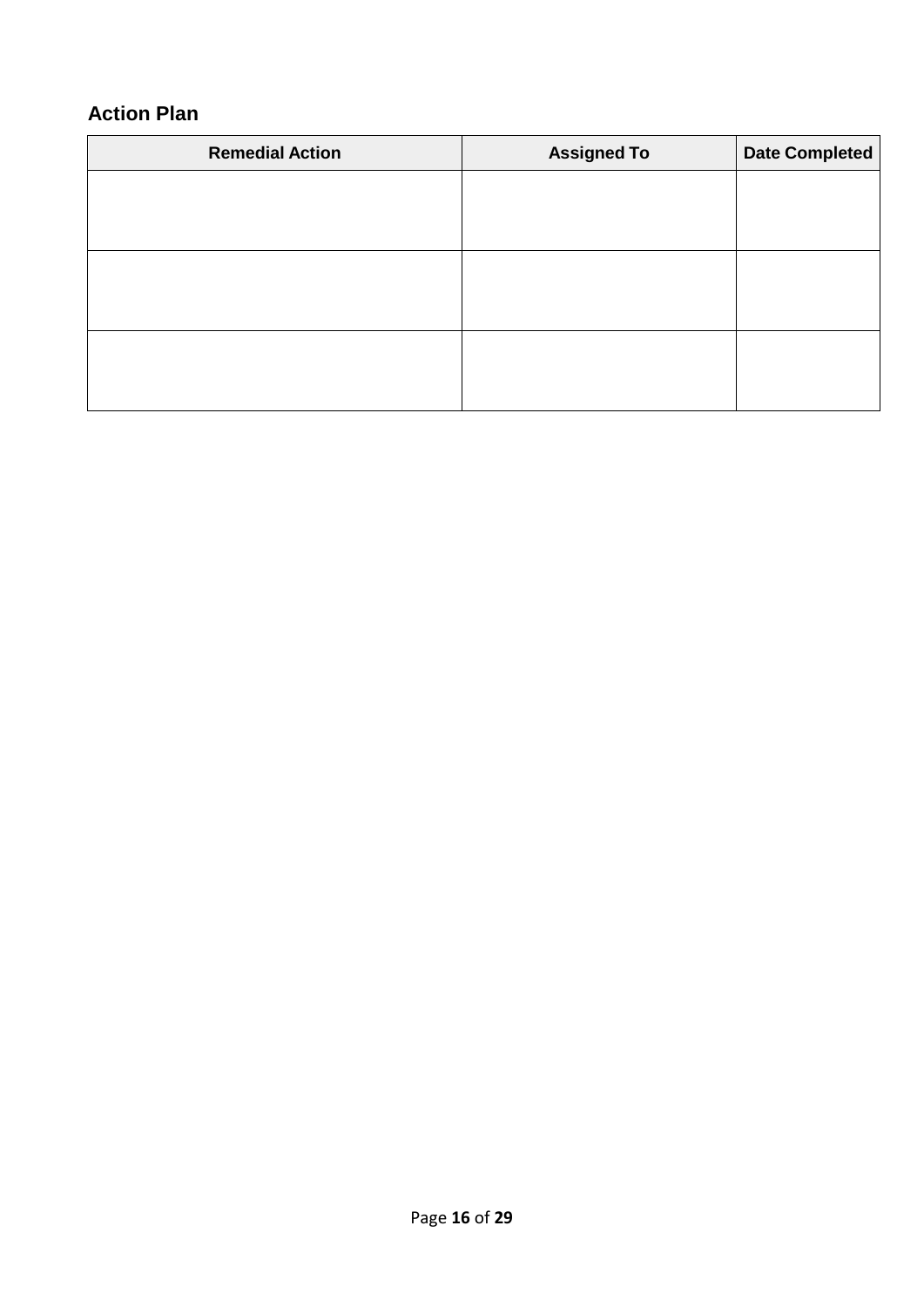## Action Plan

| Remedial Action | Assigned To | Date Completed |
| --- | --- | --- |
| | | |
| | | |
| | | |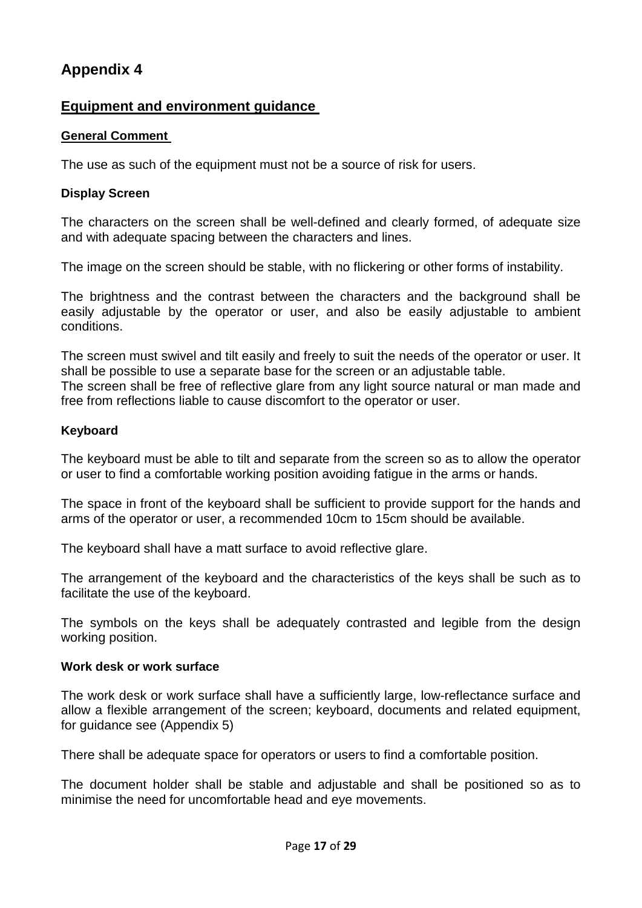# Appendix 4

## Equipment and environment guidance

### General Comment

The use as such of the equipment must not be a source of risk for users.

**Display Screen**

The characters on the screen shall be well-defined and clearly formed, of adequate size and with adequate spacing between the characters and lines.

The image on the screen should be stable, with no flickering or other forms of instability.

The brightness and the contrast between the characters and the background shall be easily adjustable by the operator or user, and also be easily adjustable to ambient conditions.

The screen must swivel and tilt easily and freely to suit the needs of the operator or user. It shall be possible to use a separate base for the screen or an adjustable table.
The screen shall be free of reflective glare from any light source natural or man made and free from reflections liable to cause discomfort to the operator or user.

**Keyboard**

The keyboard must be able to tilt and separate from the screen so as to allow the operator or user to find a comfortable working position avoiding fatigue in the arms or hands.

The space in front of the keyboard shall be sufficient to provide support for the hands and arms of the operator or user, a recommended 10cm to 15cm should be available.

The keyboard shall have a matt surface to avoid reflective glare.

The arrangement of the keyboard and the characteristics of the keys shall be such as to facilitate the use of the keyboard.

The symbols on the keys shall be adequately contrasted and legible from the design working position.

**Work desk or work surface**

The work desk or work surface shall have a sufficiently large, low-reflectance surface and allow a flexible arrangement of the screen; keyboard, documents and related equipment, for guidance see (Appendix 5)

There shall be adequate space for operators or users to find a comfortable position.

The document holder shall be stable and adjustable and shall be positioned so as to minimise the need for uncomfortable head and eye movements.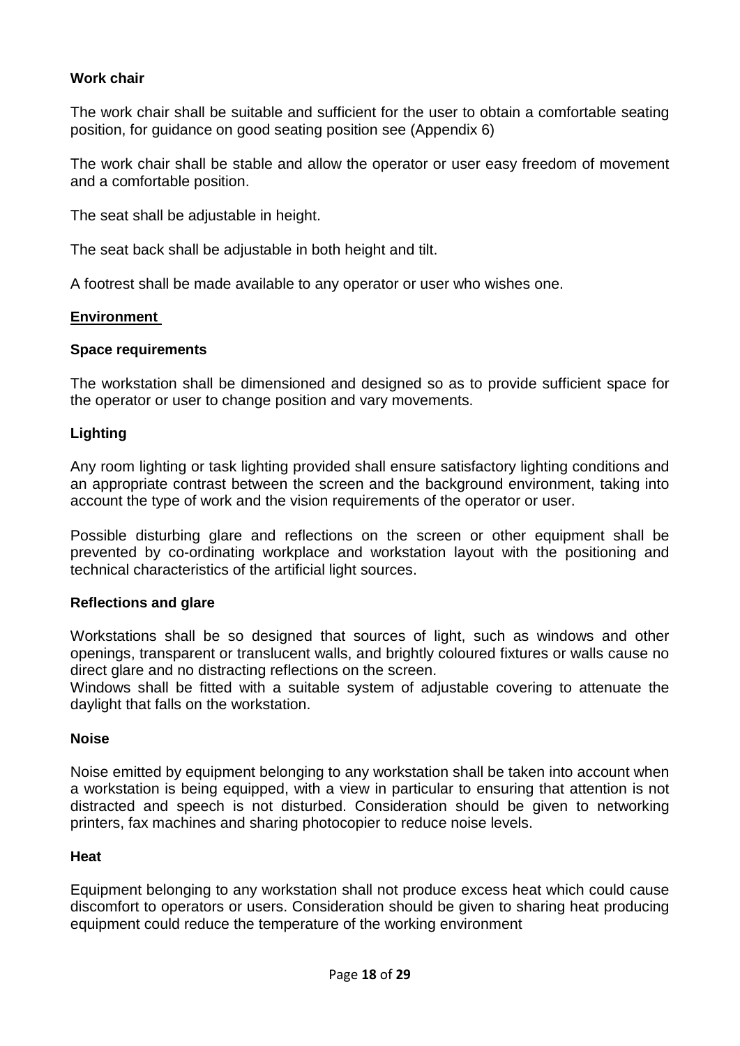**Work chair**

The work chair shall be suitable and sufficient for the user to obtain a comfortable seating position, for guidance on good seating position see (Appendix 6)

The work chair shall be stable and allow the operator or user easy freedom of movement and a comfortable position.

The seat shall be adjustable in height.

The seat back shall be adjustable in both height and tilt.

A footrest shall be made available to any operator or user who wishes one.

## Environment

**Space requirements**

The workstation shall be dimensioned and designed so as to provide sufficient space for the operator or user to change position and vary movements.

**Lighting**

Any room lighting or task lighting provided shall ensure satisfactory lighting conditions and an appropriate contrast between the screen and the background environment, taking into account the type of work and the vision requirements of the operator or user.

Possible disturbing glare and reflections on the screen or other equipment shall be prevented by co-ordinating workplace and workstation layout with the positioning and technical characteristics of the artificial light sources.

**Reflections and glare**

Workstations shall be so designed that sources of light, such as windows and other openings, transparent or translucent walls, and brightly coloured fixtures or walls cause no direct glare and no distracting reflections on the screen.
Windows shall be fitted with a suitable system of adjustable covering to attenuate the daylight that falls on the workstation.

**Noise**

Noise emitted by equipment belonging to any workstation shall be taken into account when a workstation is being equipped, with a view in particular to ensuring that attention is not distracted and speech is not disturbed. Consideration should be given to networking printers, fax machines and sharing photocopier to reduce noise levels.

**Heat**

Equipment belonging to any workstation shall not produce excess heat which could cause discomfort to operators or users. Consideration should be given to sharing heat producing equipment could reduce the temperature of the working environment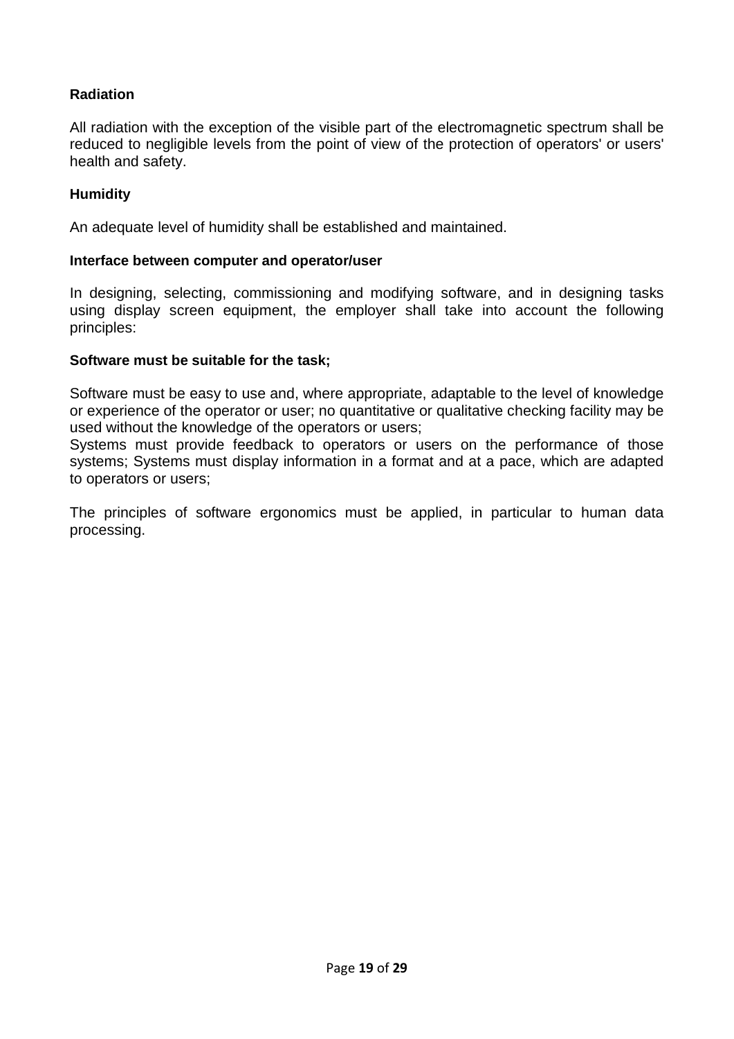**Radiation**

All radiation with the exception of the visible part of the electromagnetic spectrum shall be reduced to negligible levels from the point of view of the protection of operators' or users' health and safety.

**Humidity**

An adequate level of humidity shall be established and maintained.

**Interface between computer and operator/user**

In designing, selecting, commissioning and modifying software, and in designing tasks using display screen equipment, the employer shall take into account the following principles:

**Software must be suitable for the task;**

Software must be easy to use and, where appropriate, adaptable to the level of knowledge or experience of the operator or user; no quantitative or qualitative checking facility may be used without the knowledge of the operators or users;
Systems must provide feedback to operators or users on the performance of those systems; Systems must display information in a format and at a pace, which are adapted to operators or users;

The principles of software ergonomics must be applied, in particular to human data processing.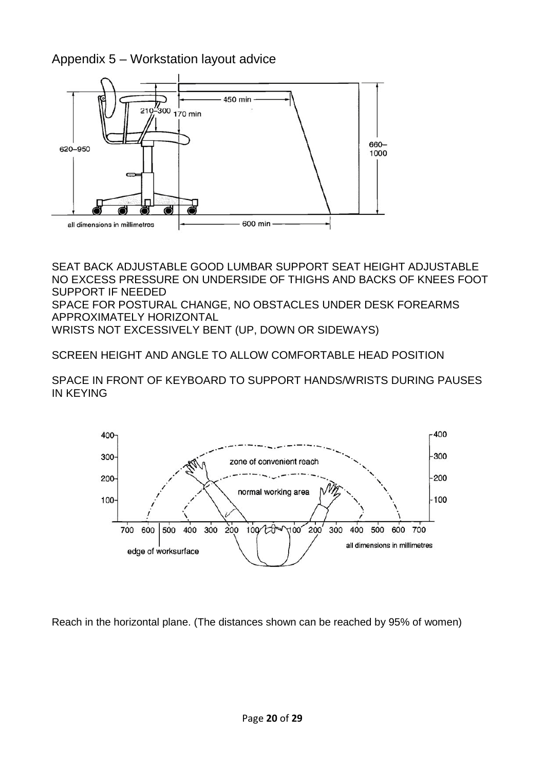## Appendix 5 – Workstation layout advice

SEAT BACK ADJUSTABLE GOOD LUMBAR SUPPORT SEAT HEIGHT ADJUSTABLE NO EXCESS PRESSURE ON UNDERSIDE OF THIGHS AND BACKS OF KNEES FOOT SUPPORT IF NEEDED
SPACE FOR POSTURAL CHANGE, NO OBSTACLES UNDER DESK FOREARMS APPROXIMATELY HORIZONTAL
WRISTS NOT EXCESSIVELY BENT (UP, DOWN OR SIDEWAYS)

SCREEN HEIGHT AND ANGLE TO ALLOW COMFORTABLE HEAD POSITION

SPACE IN FRONT OF KEYBOARD TO SUPPORT HANDS/WRISTS DURING PAUSES IN KEYING

Reach in the horizontal plane. (The distances shown can be reached by 95% of women)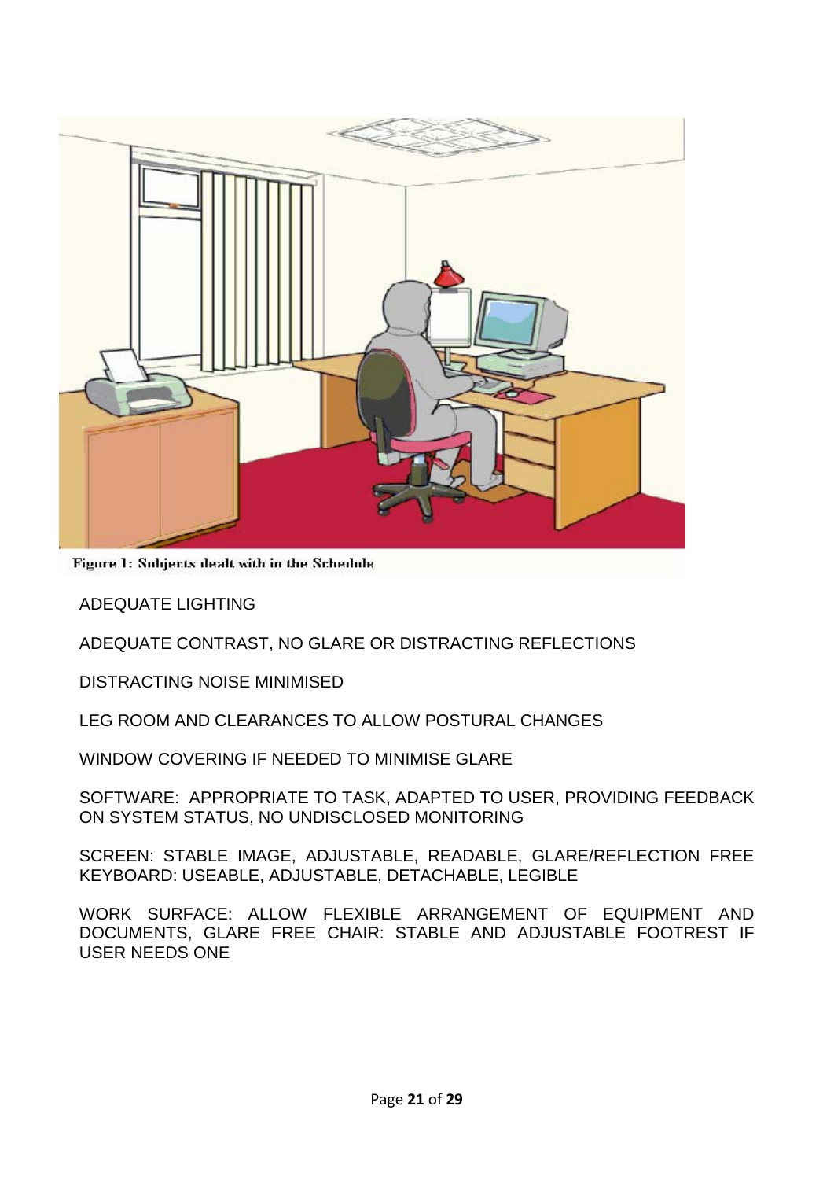Figure 1: Subjects dealt with in the Schedule

ADEQUATE LIGHTING

ADEQUATE CONTRAST, NO GLARE OR DISTRACTING REFLECTIONS

DISTRACTING NOISE MINIMISED

LEG ROOM AND CLEARANCES TO ALLOW POSTURAL CHANGES

WINDOW COVERING IF NEEDED TO MINIMISE GLARE

SOFTWARE: APPROPRIATE TO TASK, ADAPTED TO USER, PROVIDING FEEDBACK ON SYSTEM STATUS, NO UNDISCLOSED MONITORING

SCREEN: STABLE IMAGE, ADJUSTABLE, READABLE, GLARE/REFLECTION FREE KEYBOARD: USEABLE, ADJUSTABLE, DETACHABLE, LEGIBLE

WORK SURFACE: ALLOW FLEXIBLE ARRANGEMENT OF EQUIPMENT AND DOCUMENTS, GLARE FREE CHAIR: STABLE AND ADJUSTABLE FOOTREST IF USER NEEDS ONE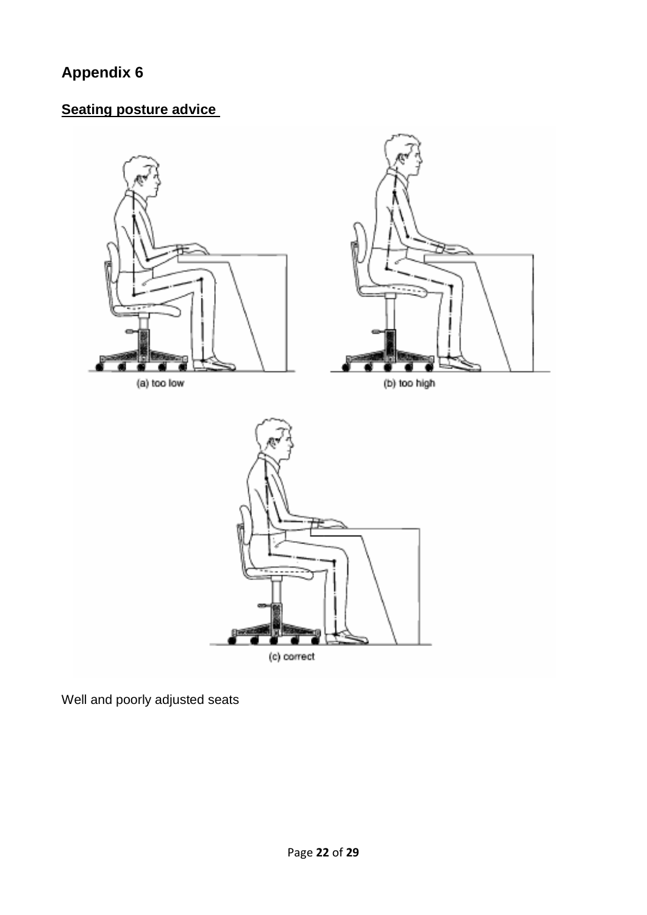# Appendix 6

## Seating posture advice

(a) too low

(b) too high

(c) correct

Well and poorly adjusted seats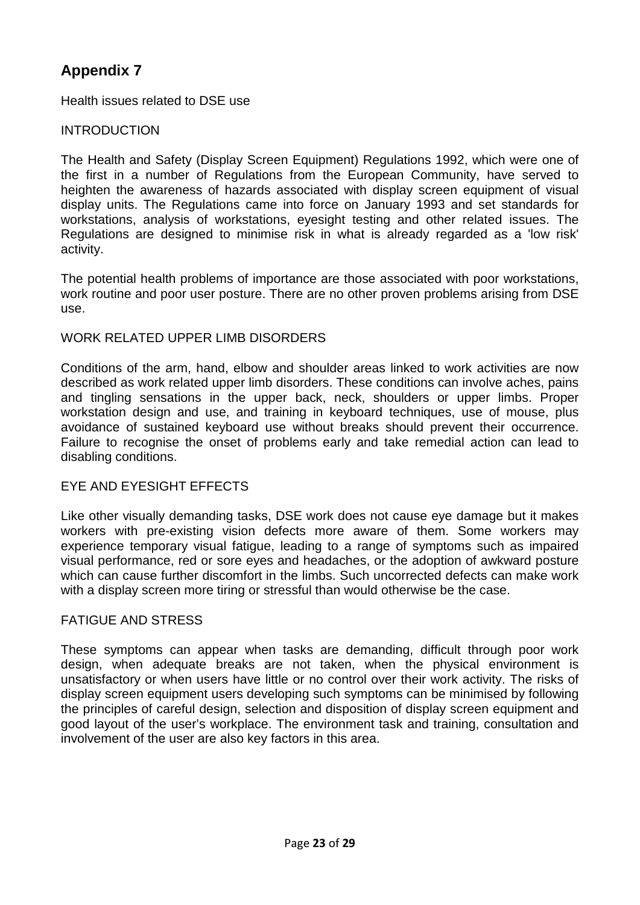# Appendix 7

Health issues related to DSE use

INTRODUCTION

The Health and Safety (Display Screen Equipment) Regulations 1992, which were one of the first in a number of Regulations from the European Community, have served to heighten the awareness of hazards associated with display screen equipment of visual display units. The Regulations came into force on January 1993 and set standards for workstations, analysis of workstations, eyesight testing and other related issues. The Regulations are designed to minimise risk in what is already regarded as a 'low risk' activity.

The potential health problems of importance are those associated with poor workstations, work routine and poor user posture. There are no other proven problems arising from DSE use.

WORK RELATED UPPER LIMB DISORDERS

Conditions of the arm, hand, elbow and shoulder areas linked to work activities are now described as work related upper limb disorders. These conditions can involve aches, pains and tingling sensations in the upper back, neck, shoulders or upper limbs. Proper workstation design and use, and training in keyboard techniques, use of mouse, plus avoidance of sustained keyboard use without breaks should prevent their occurrence. Failure to recognise the onset of problems early and take remedial action can lead to disabling conditions.

EYE AND EYESIGHT EFFECTS

Like other visually demanding tasks, DSE work does not cause eye damage but it makes workers with pre-existing vision defects more aware of them. Some workers may experience temporary visual fatigue, leading to a range of symptoms such as impaired visual performance, red or sore eyes and headaches, or the adoption of awkward posture which can cause further discomfort in the limbs. Such uncorrected defects can make work with a display screen more tiring or stressful than would otherwise be the case.

FATIGUE AND STRESS

These symptoms can appear when tasks are demanding, difficult through poor work design, when adequate breaks are not taken, when the physical environment is unsatisfactory or when users have little or no control over their work activity. The risks of display screen equipment users developing such symptoms can be minimised by following the principles of careful design, selection and disposition of display screen equipment and good layout of the user's workplace. The environment task and training, consultation and involvement of the user are also key factors in this area.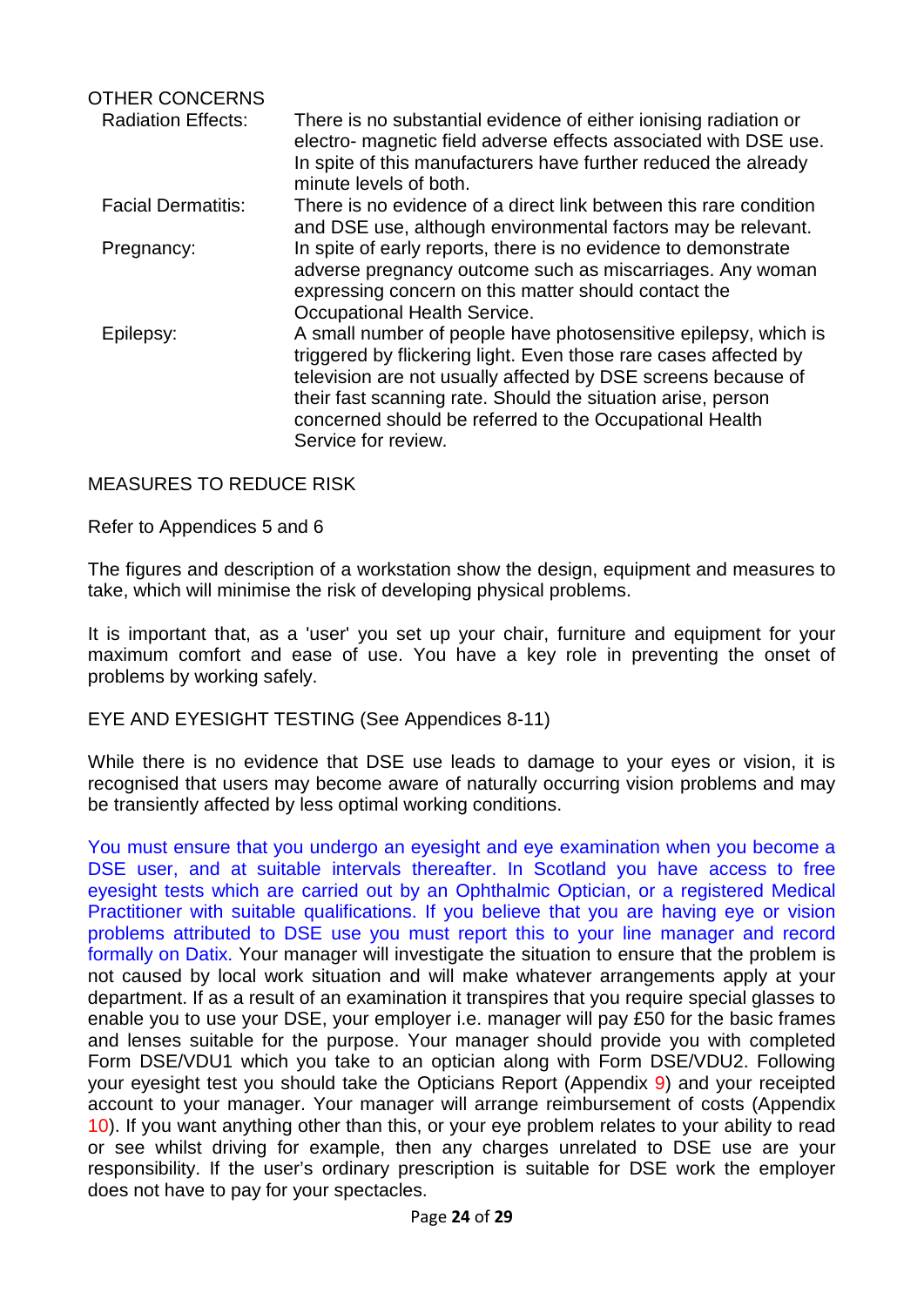OTHER CONCERNS

| | |
|---|---|
| Radiation Effects: | There is no substantial evidence of either ionising radiation or electro- magnetic field adverse effects associated with DSE use. In spite of this manufacturers have further reduced the already minute levels of both. |
| Facial Dermatitis: | There is no evidence of a direct link between this rare condition and DSE use, although environmental factors may be relevant. |
| Pregnancy: | In spite of early reports, there is no evidence to demonstrate adverse pregnancy outcome such as miscarriages. Any woman expressing concern on this matter should contact the Occupational Health Service. |
| Epilepsy: | A small number of people have photosensitive epilepsy, which is triggered by flickering light. Even those rare cases affected by television are not usually affected by DSE screens because of their fast scanning rate. Should the situation arise, person concerned should be referred to the Occupational Health Service for review. |

MEASURES TO REDUCE RISK

Refer to Appendices 5 and 6

The figures and description of a workstation show the design, equipment and measures to take, which will minimise the risk of developing physical problems.

It is important that, as a 'user' you set up your chair, furniture and equipment for your maximum comfort and ease of use. You have a key role in preventing the onset of problems by working safely.

EYE AND EYESIGHT TESTING (See Appendices 8-11)

While there is no evidence that DSE use leads to damage to your eyes or vision, it is recognised that users may become aware of naturally occurring vision problems and may be transiently affected by less optimal working conditions.

You must ensure that you undergo an eyesight and eye examination when you become a DSE user, and at suitable intervals thereafter. In Scotland you have access to free eyesight tests which are carried out by an Ophthalmic Optician, or a registered Medical Practitioner with suitable qualifications. If you believe that you are having eye or vision problems attributed to DSE use you must report this to your line manager and record formally on Datix. Your manager will investigate the situation to ensure that the problem is not caused by local work situation and will make whatever arrangements apply at your department. If as a result of an examination it transpires that you require special glasses to enable you to use your DSE, your employer i.e. manager will pay £50 for the basic frames and lenses suitable for the purpose. Your manager should provide you with completed Form DSE/VDU1 which you take to an optician along with Form DSE/VDU2. Following your eyesight test you should take the Opticians Report (Appendix 9) and your receipted account to your manager. Your manager will arrange reimbursement of costs (Appendix 10). If you want anything other than this, or your eye problem relates to your ability to read or see whilst driving for example, then any charges unrelated to DSE use are your responsibility. If the user's ordinary prescription is suitable for DSE work the employer does not have to pay for your spectacles.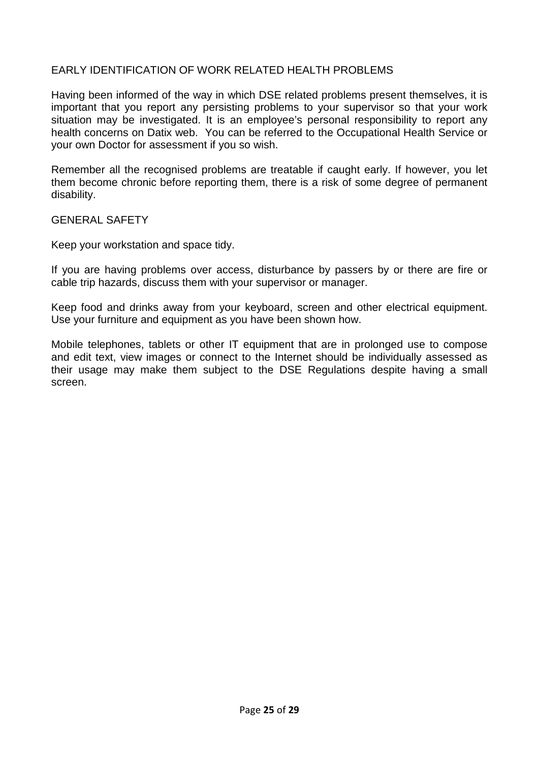## EARLY IDENTIFICATION OF WORK RELATED HEALTH PROBLEMS

Having been informed of the way in which DSE related problems present themselves, it is important that you report any persisting problems to your supervisor so that your work situation may be investigated. It is an employee's personal responsibility to report any health concerns on Datix web. You can be referred to the Occupational Health Service or your own Doctor for assessment if you so wish.

Remember all the recognised problems are treatable if caught early. If however, you let them become chronic before reporting them, there is a risk of some degree of permanent disability.

## GENERAL SAFETY

Keep your workstation and space tidy.

If you are having problems over access, disturbance by passers by or there are fire or cable trip hazards, discuss them with your supervisor or manager.

Keep food and drinks away from your keyboard, screen and other electrical equipment. Use your furniture and equipment as you have been shown how.

Mobile telephones, tablets or other IT equipment that are in prolonged use to compose and edit text, view images or connect to the Internet should be individually assessed as their usage may make them subject to the DSE Regulations despite having a small screen.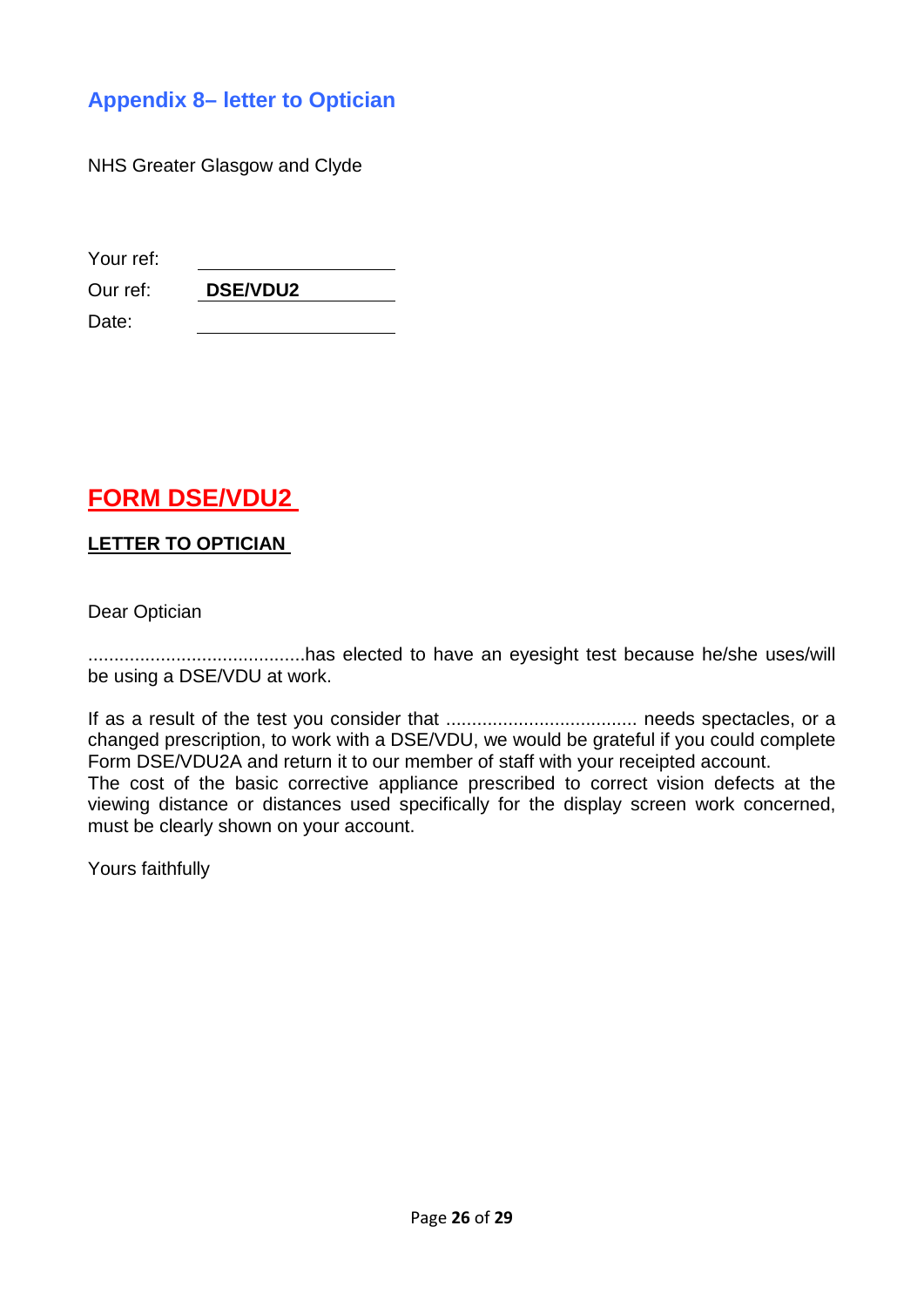## Appendix 8– letter to Optician

NHS Greater Glasgow and Clyde

| | |
|---|---|
| Your ref: | |
| Our ref: | **DSE/VDU2** |
| Date: | |

# FORM DSE/VDU2

**LETTER TO OPTICIAN**

Dear Optician

..........................................has elected to have an eyesight test because he/she uses/will be using a DSE/VDU at work.

If as a result of the test you consider that .................................... needs spectacles, or a changed prescription, to work with a DSE/VDU, we would be grateful if you could complete Form DSE/VDU2A and return it to our member of staff with your receipted account.
The cost of the basic corrective appliance prescribed to correct vision defects at the viewing distance or distances used specifically for the display screen work concerned, must be clearly shown on your account.

Yours faithfully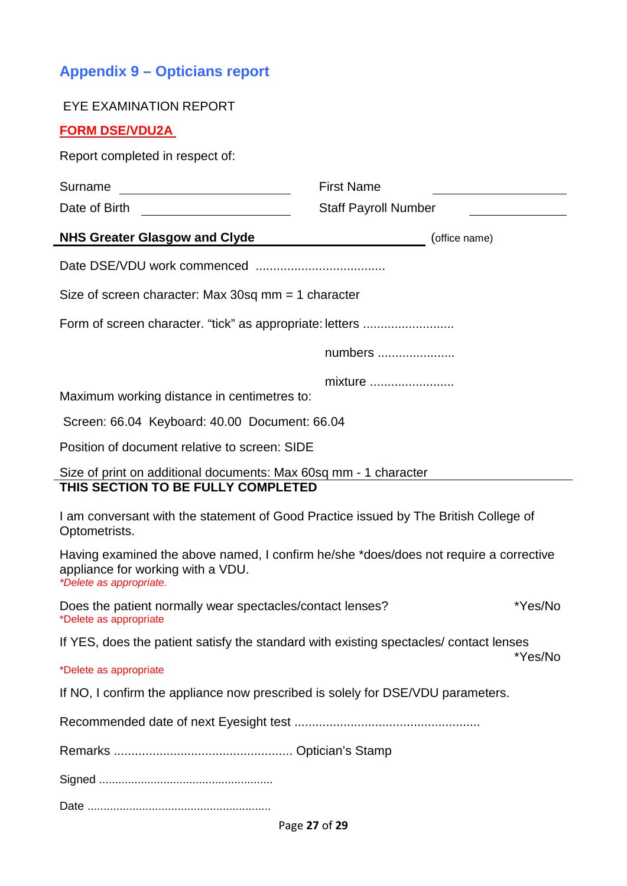## Appendix 9 – Opticians report

EYE EXAMINATION REPORT

**FORM DSE/VDU2A**

Report completed in respect of:

Surname ______________________ First Name ______________

Date of Birth ____________________ Staff Payroll Number ____________

**NHS Greater Glasgow and Clyde** ______________________ (office name)

Date DSE/VDU work commenced .....................................

Size of screen character: Max 30sq mm = 1 character

Form of screen character. "tick" as appropriate: letters ..........................

numbers ......................

mixture ........................

Maximum working distance in centimetres to:

Screen: 66.04 Keyboard: 40.00 Document: 66.04

Position of document relative to screen: SIDE

Size of print on additional documents: Max 60sq mm - 1 character

**THIS SECTION TO BE FULLY COMPLETED**

I am conversant with the statement of Good Practice issued by The British College of Optometrists.

Having examined the above named, I confirm he/she *does/does not require a corrective appliance for working with a VDU.
*Delete as appropriate.*

Does the patient normally wear spectacles/contact lenses? *Yes/No
*Delete as appropriate

If YES, does the patient satisfy the standard with existing spectacles/ contact lenses *Yes/No
*Delete as appropriate

If NO, I confirm the appliance now prescribed is solely for DSE/VDU parameters.

Recommended date of next Eyesight test ....................................................

Remarks .................................................. Optician's Stamp

Signed .....................................................

Date ........................................................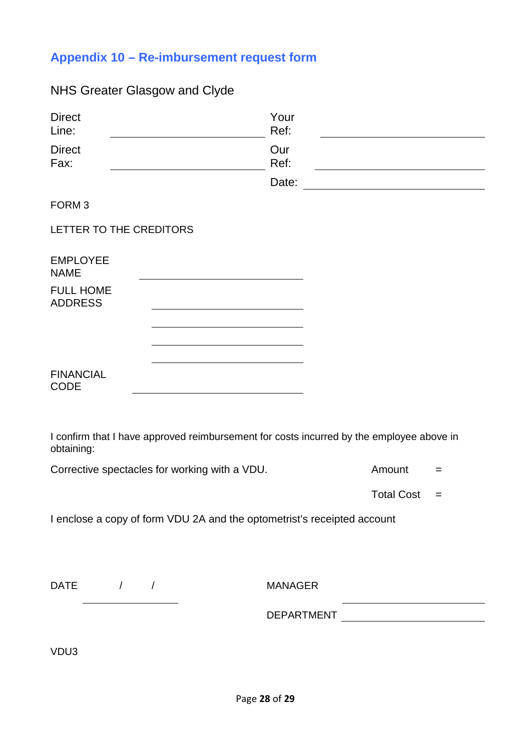## Appendix 10 – Re-imbursement request form

NHS Greater Glasgow and Clyde

Direct Line: ______________________ Your Ref: ______________________

Direct Fax: ______________________ Our Ref: ______________________

Date: ______________________

FORM 3

LETTER TO THE CREDITORS

EMPLOYEE NAME ______________________

FULL HOME ADDRESS ______________________

______________________

______________________

______________________

FINANCIAL CODE ______________________

I confirm that I have approved reimbursement for costs incurred by the employee above in obtaining:

Corrective spectacles for working with a VDU. Amount =

Total Cost =

I enclose a copy of form VDU 2A and the optometrist's receipted account

DATE / / MANAGER ______________________

DEPARTMENT ______________________

VDU3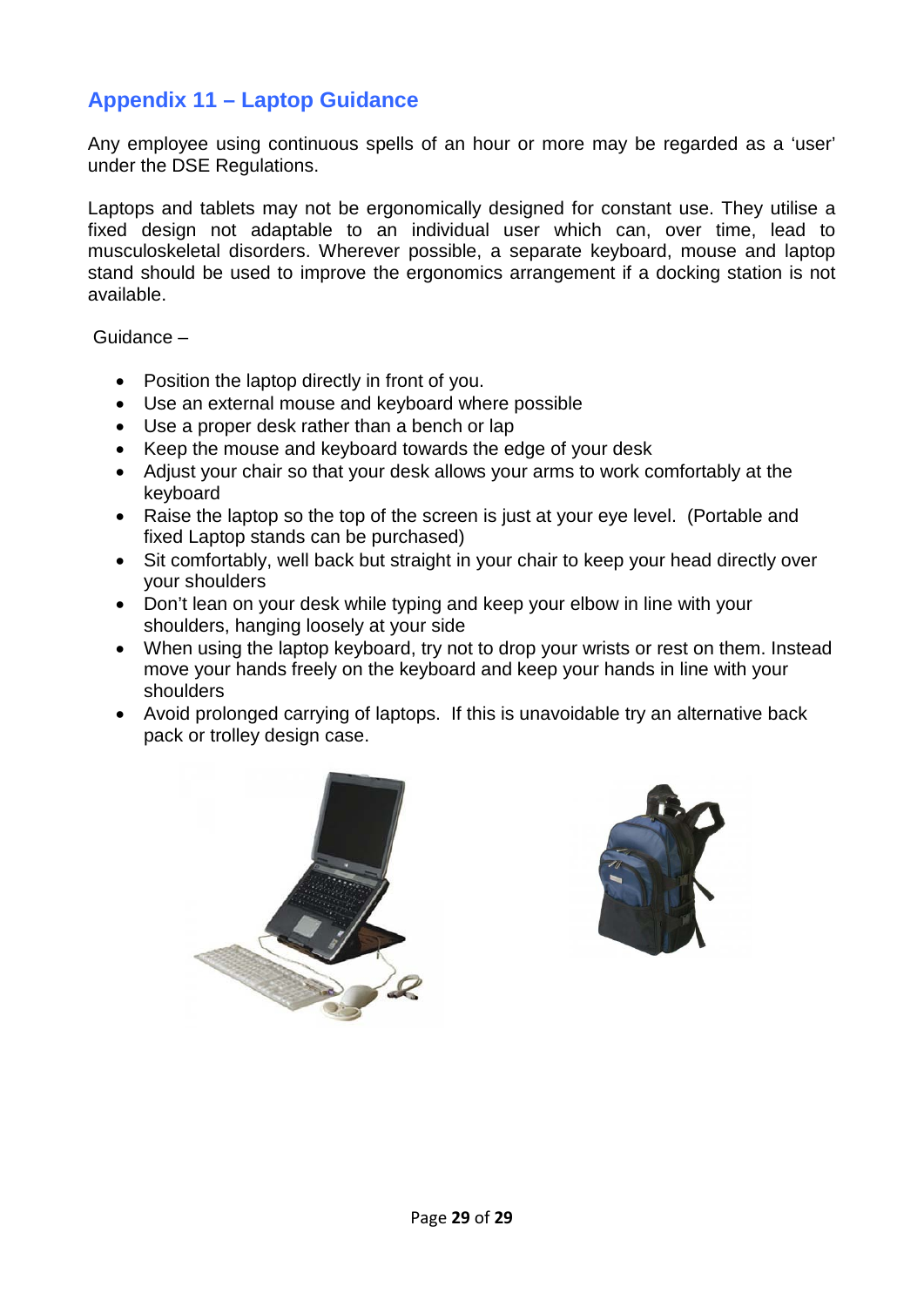## Appendix 11 – Laptop Guidance

Any employee using continuous spells of an hour or more may be regarded as a 'user' under the DSE Regulations.

Laptops and tablets may not be ergonomically designed for constant use. They utilise a fixed design not adaptable to an individual user which can, over time, lead to musculoskeletal disorders. Wherever possible, a separate keyboard, mouse and laptop stand should be used to improve the ergonomics arrangement if a docking station is not available.

Guidance –

- Position the laptop directly in front of you.
- Use an external mouse and keyboard where possible
- Use a proper desk rather than a bench or lap
- Keep the mouse and keyboard towards the edge of your desk
- Adjust your chair so that your desk allows your arms to work comfortably at the keyboard
- Raise the laptop so the top of the screen is just at your eye level. (Portable and fixed Laptop stands can be purchased)
- Sit comfortably, well back but straight in your chair to keep your head directly over your shoulders
- Don't lean on your desk while typing and keep your elbow in line with your shoulders, hanging loosely at your side
- When using the laptop keyboard, try not to drop your wrists or rest on them. Instead move your hands freely on the keyboard and keep your hands in line with your shoulders
- Avoid prolonged carrying of laptops. If this is unavoidable try an alternative back pack or trolley design case.